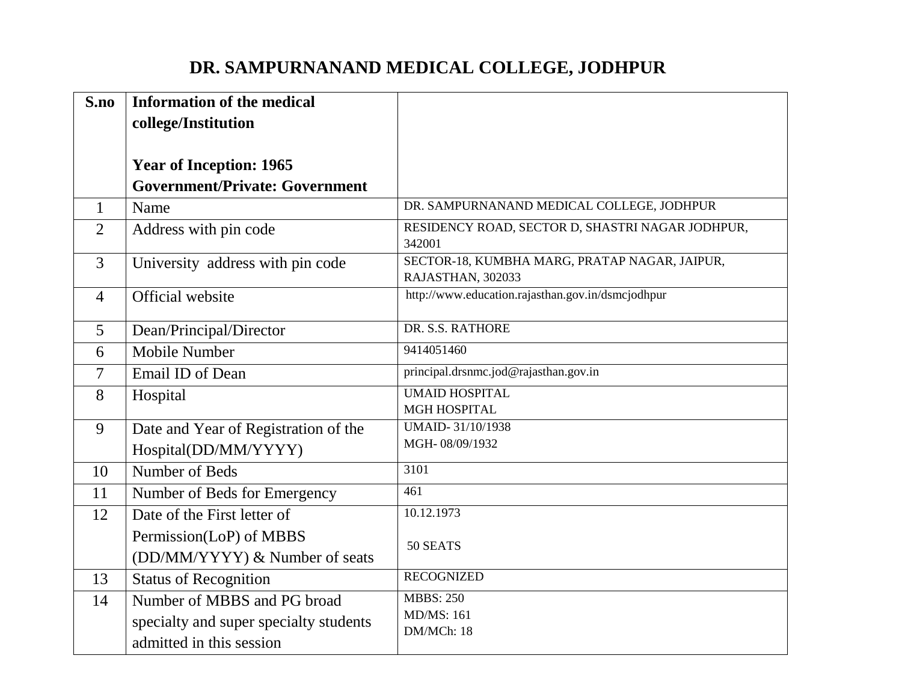# DR. SAMPURNANAND MEDICAL COLLEGE, JODHPUR

| S.no | Information of the medical college/Institution<br><br>Year of Inception: 1965<br>Government/Private: Government | |
|---|---|---|
| 1 | Name | DR. SAMPURNANAND MEDICAL COLLEGE, JODHPUR |
| 2 | Address with pin code | RESIDENCY ROAD, SECTOR D, SHASTRI NAGAR JODHPUR, 342001 |
| 3 | University address with pin code | SECTOR-18, KUMBHA MARG, PRATAP NAGAR, JAIPUR, RAJASTHAN, 302033 |
| 4 | Official website | http://www.education.rajasthan.gov.in/dsmcjodhpur |
| 5 | Dean/Principal/Director | DR. S.S. RATHORE |
| 6 | Mobile Number | 9414051460 |
| 7 | Email ID of Dean | principal.drsnmc.jod@rajasthan.gov.in |
| 8 | Hospital | UMAID HOSPITAL<br>MGH HOSPITAL |
| 9 | Date and Year of Registration of the Hospital(DD/MM/YYYY) | UMAID- 31/10/1938<br>MGH- 08/09/1932 |
| 10 | Number of Beds | 3101 |
| 11 | Number of Beds for Emergency | 461 |
| 12 | Date of the First letter of Permission(LoP) of MBBS (DD/MM/YYYY) & Number of seats | 10.12.1973<br><br>50 SEATS |
| 13 | Status of Recognition | RECOGNIZED |
| 14 | Number of MBBS and PG broad specialty and super specialty students admitted in this session | MBBS: 250<br>MD/MS: 161<br>DM/MCh: 18 |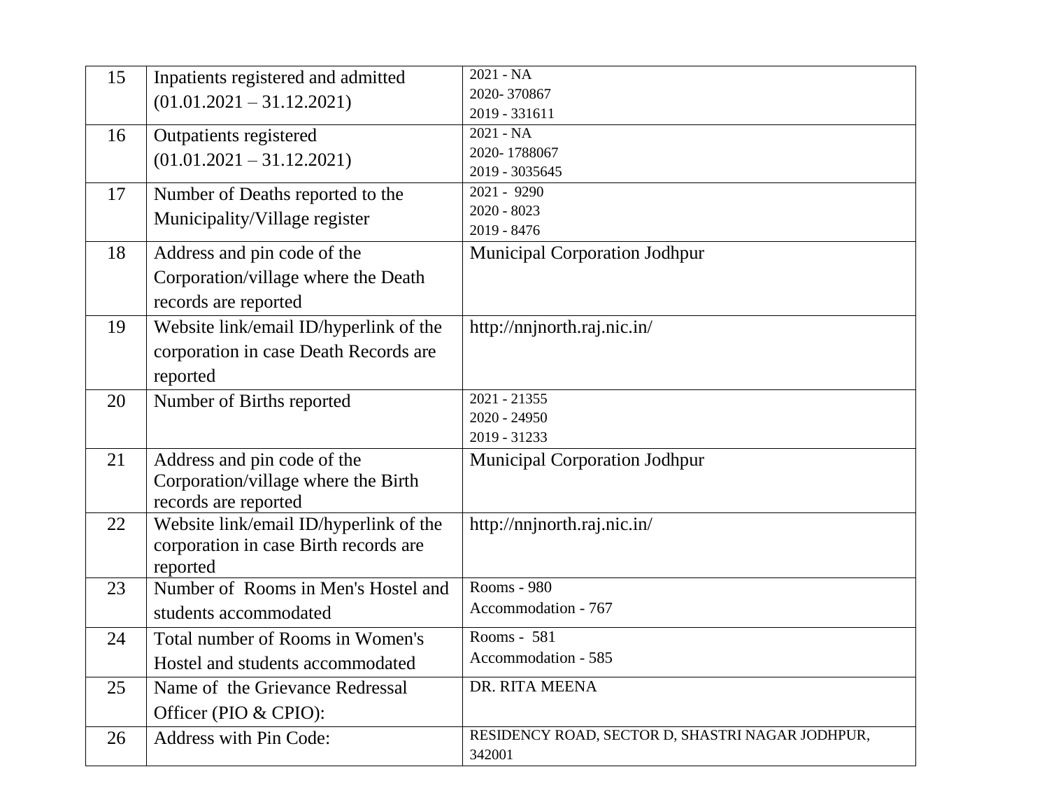| 15 | Inpatients registered and admitted (01.01.2021 – 31.12.2021) | 2021 - NA<br>2020- 370867<br>2019 - 331611 |
|---|---|---|
| 16 | Outpatients registered (01.01.2021 – 31.12.2021) | 2021 - NA<br>2020- 1788067<br>2019 - 3035645 |
| 17 | Number of Deaths reported to the Municipality/Village register | 2021 - 9290<br>2020 - 8023<br>2019 - 8476 |
| 18 | Address and pin code of the Corporation/village where the Death records are reported | Municipal Corporation Jodhpur |
| 19 | Website link/email ID/hyperlink of the corporation in case Death Records are reported | http://nnjnorth.raj.nic.in/ |
| 20 | Number of Births reported | 2021 - 21355<br>2020 - 24950<br>2019 - 31233 |
| 21 | Address and pin code of the Corporation/village where the Birth records are reported | Municipal Corporation Jodhpur |
| 22 | Website link/email ID/hyperlink of the corporation in case Birth records are reported | http://nnjnorth.raj.nic.in/ |
| 23 | Number of Rooms in Men's Hostel and students accommodated | Rooms - 980<br>Accommodation - 767 |
| 24 | Total number of Rooms in Women's Hostel and students accommodated | Rooms - 581<br>Accommodation - 585 |
| 25 | Name of the Grievance Redressal Officer (PIO & CPIO): | DR. RITA MEENA |
| 26 | Address with Pin Code: | RESIDENCY ROAD, SECTOR D, SHASTRI NAGAR JODHPUR, 342001 |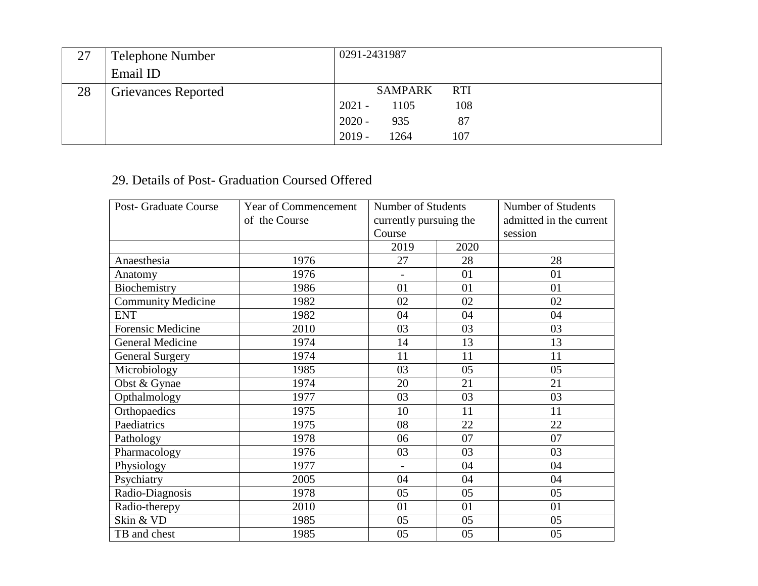| 27 | Telephone Number<br>Email ID | 0291-2431987 |
|---|---|---|
| 28 | Grievances Reported | SAMPARK RTI<br>2021 - 1105 108<br>2020 - 935 87<br>2019 - 1264 107 |

29. Details of Post- Graduation Coursed Offered

| Post- Graduate Course | Year of Commencement of the Course | Number of Students currently pursuing the Course | | Number of Students admitted in the current session |
|---|---|---|---|---|
| | | 2019 | 2020 | |
| Anaesthesia | 1976 | 27 | 28 | 28 |
| Anatomy | 1976 | - | 01 | 01 |
| Biochemistry | 1986 | 01 | 01 | 01 |
| Community Medicine | 1982 | 02 | 02 | 02 |
| ENT | 1982 | 04 | 04 | 04 |
| Forensic Medicine | 2010 | 03 | 03 | 03 |
| General Medicine | 1974 | 14 | 13 | 13 |
| General Surgery | 1974 | 11 | 11 | 11 |
| Microbiology | 1985 | 03 | 05 | 05 |
| Obst & Gynae | 1974 | 20 | 21 | 21 |
| Opthalmology | 1977 | 03 | 03 | 03 |
| Orthopaedics | 1975 | 10 | 11 | 11 |
| Paediatrics | 1975 | 08 | 22 | 22 |
| Pathology | 1978 | 06 | 07 | 07 |
| Pharmacology | 1976 | 03 | 03 | 03 |
| Physiology | 1977 | - | 04 | 04 |
| Psychiatry | 2005 | 04 | 04 | 04 |
| Radio-Diagnosis | 1978 | 05 | 05 | 05 |
| Radio-therepy | 2010 | 01 | 01 | 01 |
| Skin & VD | 1985 | 05 | 05 | 05 |
| TB and chest | 1985 | 05 | 05 | 05 |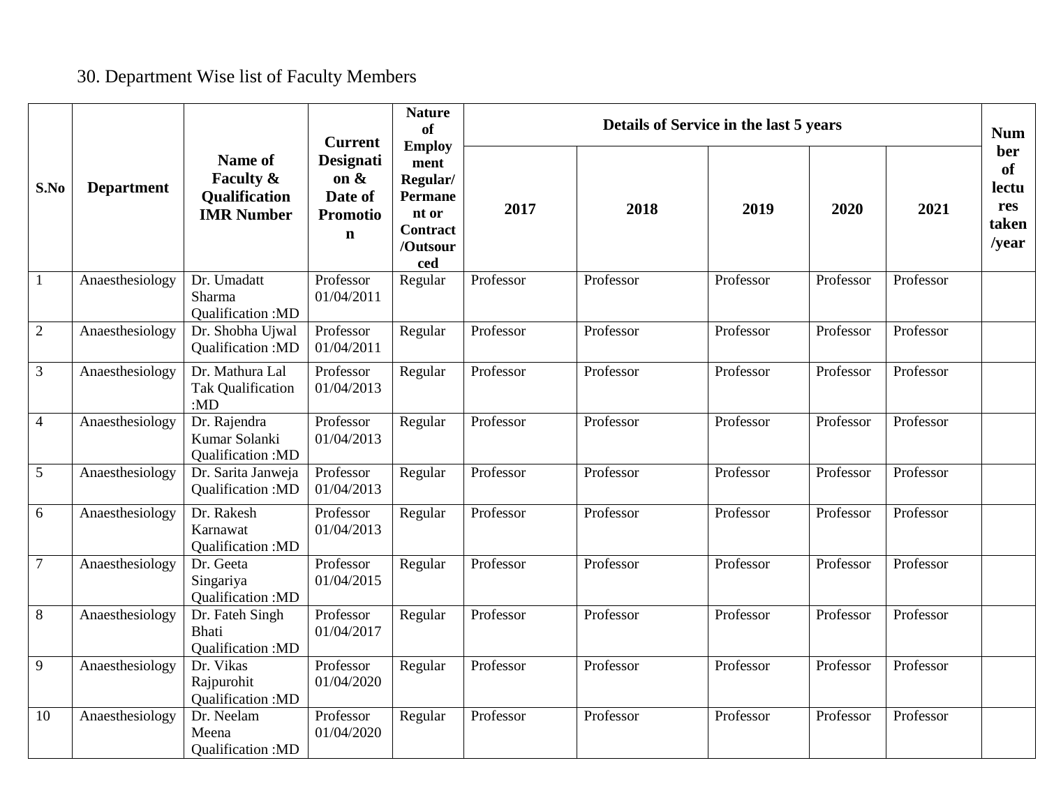30. Department Wise list of Faculty Members

| S.No | Department | Name of Faculty & Qualification IMR Number | Current Designation & Date of Promotion | Nature of Employment Regular/ Permanent or Contract /Outsourced | Details of Service in the last 5 years | | | | | Number of lectures taken /year |
|---|---|---|---|---|---|---|---|---|---|---|
| | | | | | 2017 | 2018 | 2019 | 2020 | 2021 | |
| 1 | Anaesthesiology | Dr. Umadatt Sharma Qualification :MD | Professor 01/04/2011 | Regular | Professor | Professor | Professor | Professor | Professor | |
| 2 | Anaesthesiology | Dr. Shobha Ujwal Qualification :MD | Professor 01/04/2011 | Regular | Professor | Professor | Professor | Professor | Professor | |
| 3 | Anaesthesiology | Dr. Mathura Lal Tak Qualification :MD | Professor 01/04/2013 | Regular | Professor | Professor | Professor | Professor | Professor | |
| 4 | Anaesthesiology | Dr. Rajendra Kumar Solanki Qualification :MD | Professor 01/04/2013 | Regular | Professor | Professor | Professor | Professor | Professor | |
| 5 | Anaesthesiology | Dr. Sarita Janweja Qualification :MD | Professor 01/04/2013 | Regular | Professor | Professor | Professor | Professor | Professor | |
| 6 | Anaesthesiology | Dr. Rakesh Karnawat Qualification :MD | Professor 01/04/2013 | Regular | Professor | Professor | Professor | Professor | Professor | |
| 7 | Anaesthesiology | Dr. Geeta Singariya Qualification :MD | Professor 01/04/2015 | Regular | Professor | Professor | Professor | Professor | Professor | |
| 8 | Anaesthesiology | Dr. Fateh Singh Bhati Qualification :MD | Professor 01/04/2017 | Regular | Professor | Professor | Professor | Professor | Professor | |
| 9 | Anaesthesiology | Dr. Vikas Rajpurohit Qualification :MD | Professor 01/04/2020 | Regular | Professor | Professor | Professor | Professor | Professor | |
| 10 | Anaesthesiology | Dr. Neelam Meena Qualification :MD | Professor 01/04/2020 | Regular | Professor | Professor | Professor | Professor | Professor | |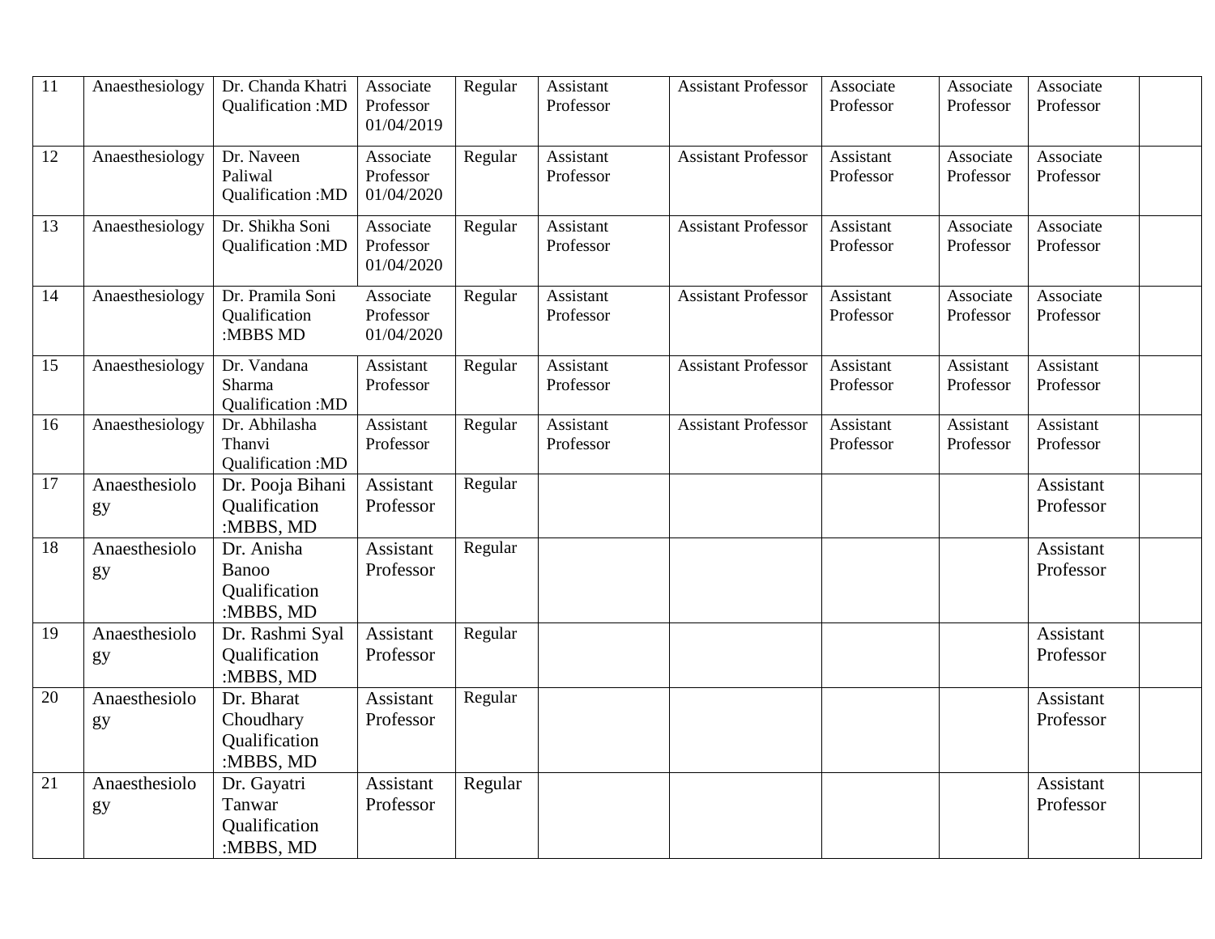| 11 | Anaesthesiology | Dr. Chanda Khatri Qualification :MD | Associate Professor 01/04/2019 | Regular | Assistant Professor | Assistant Professor | Associate Professor | Associate Professor | Associate Professor | |
|---|---|---|---|---|---|---|---|---|---|---|
| 12 | Anaesthesiology | Dr. Naveen Paliwal Qualification :MD | Associate Professor 01/04/2020 | Regular | Assistant Professor | Assistant Professor | Assistant Professor | Associate Professor | Associate Professor | |
| 13 | Anaesthesiology | Dr. Shikha Soni Qualification :MD | Associate Professor 01/04/2020 | Regular | Assistant Professor | Assistant Professor | Assistant Professor | Associate Professor | Associate Professor | |
| 14 | Anaesthesiology | Dr. Pramila Soni Qualification :MBBS MD | Associate Professor 01/04/2020 | Regular | Assistant Professor | Assistant Professor | Assistant Professor | Associate Professor | Associate Professor | |
| 15 | Anaesthesiology | Dr. Vandana Sharma Qualification :MD | Assistant Professor | Regular | Assistant Professor | Assistant Professor | Assistant Professor | Assistant Professor | Assistant Professor | |
| 16 | Anaesthesiology | Dr. Abhilasha Thanvi Qualification :MD | Assistant Professor | Regular | Assistant Professor | Assistant Professor | Assistant Professor | Assistant Professor | Assistant Professor | |
| 17 | Anaesthesiology | Dr. Pooja Bihani Qualification :MBBS, MD | Assistant Professor | Regular | | | | | Assistant Professor | |
| 18 | Anaesthesiology | Dr. Anisha Banoo Qualification :MBBS, MD | Assistant Professor | Regular | | | | | Assistant Professor | |
| 19 | Anaesthesiology | Dr. Rashmi Syal Qualification :MBBS, MD | Assistant Professor | Regular | | | | | Assistant Professor | |
| 20 | Anaesthesiology | Dr. Bharat Choudhary Qualification :MBBS, MD | Assistant Professor | Regular | | | | | Assistant Professor | |
| 21 | Anaesthesiology | Dr. Gayatri Tanwar Qualification :MBBS, MD | Assistant Professor | Regular | | | | | Assistant Professor | |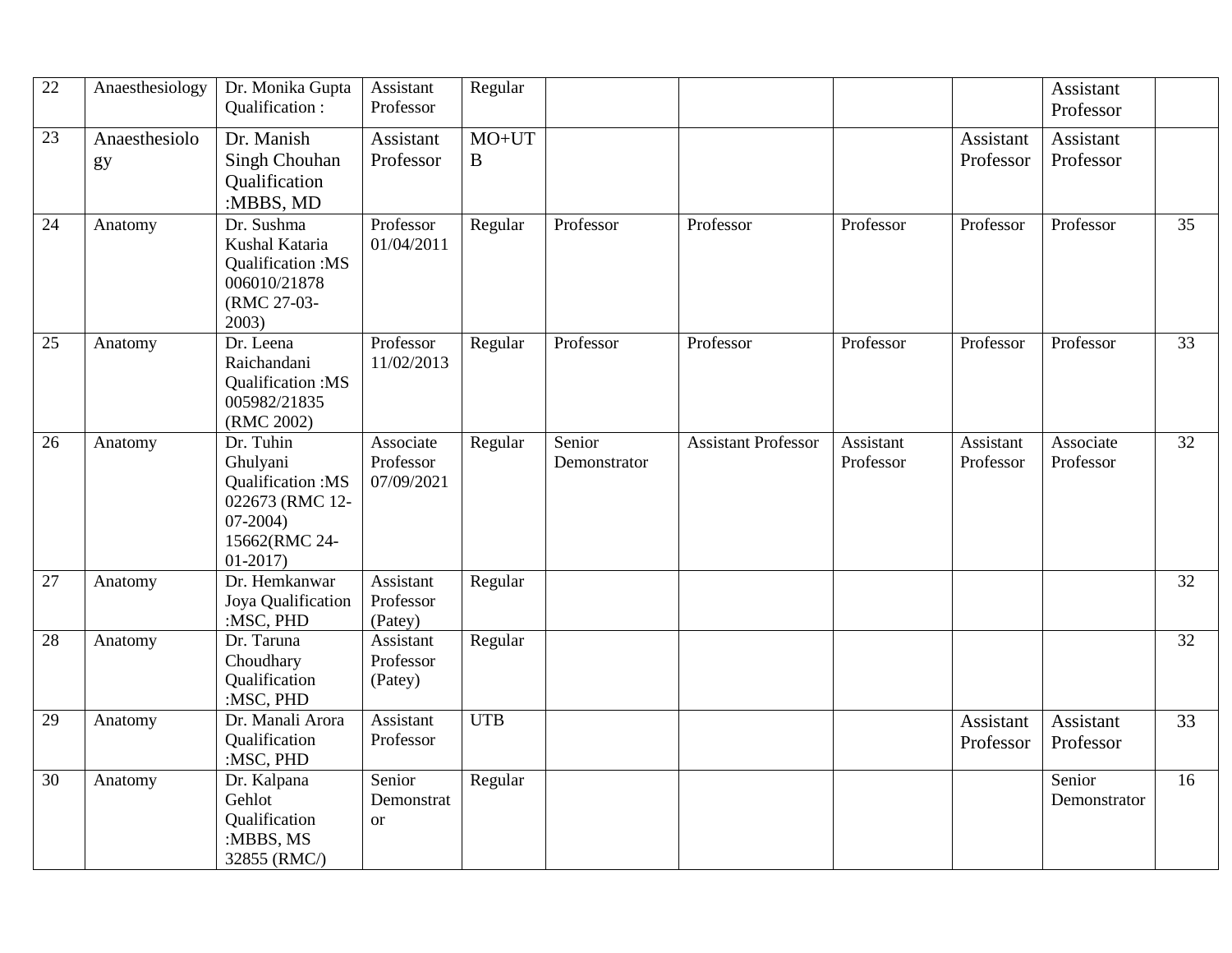| 22 | Anaesthesiology | Dr. Monika Gupta Qualification : | Assistant Professor | Regular | | | | | Assistant Professor | |
|---|---|---|---|---|---|---|---|---|---|---|
| 23 | Anaesthesiology | Dr. Manish Singh Chouhan Qualification :MBBS, MD | Assistant Professor | MO+UTB | | | | Assistant Professor | Assistant Professor | |
| 24 | Anatomy | Dr. Sushma Kushal Kataria Qualification :MS 006010/21878 (RMC 27-03-2003) | Professor 01/04/2011 | Regular | Professor | Professor | Professor | Professor | Professor | 35 |
| 25 | Anatomy | Dr. Leena Raichandani Qualification :MS 005982/21835 (RMC 2002) | Professor 11/02/2013 | Regular | Professor | Professor | Professor | Professor | Professor | 33 |
| 26 | Anatomy | Dr. Tuhin Ghulyani Qualification :MS 022673 (RMC 12-07-2004) 15662(RMC 24-01-2017) | Associate Professor 07/09/2021 | Regular | Senior Demonstrator | Assistant Professor | Assistant Professor | Assistant Professor | Associate Professor | 32 |
| 27 | Anatomy | Dr. Hemkanwar Joya Qualification :MSC, PHD | Assistant Professor (Patey) | Regular | | | | | | 32 |
| 28 | Anatomy | Dr. Taruna Choudhary Qualification :MSC, PHD | Assistant Professor (Patey) | Regular | | | | | | 32 |
| 29 | Anatomy | Dr. Manali Arora Qualification :MSC, PHD | Assistant Professor | UTB | | | | Assistant Professor | Assistant Professor | 33 |
| 30 | Anatomy | Dr. Kalpana Gehlot Qualification :MBBS, MS 32855 (RMC/) | Senior Demonstrator | Regular | | | | | Senior Demonstrator | 16 |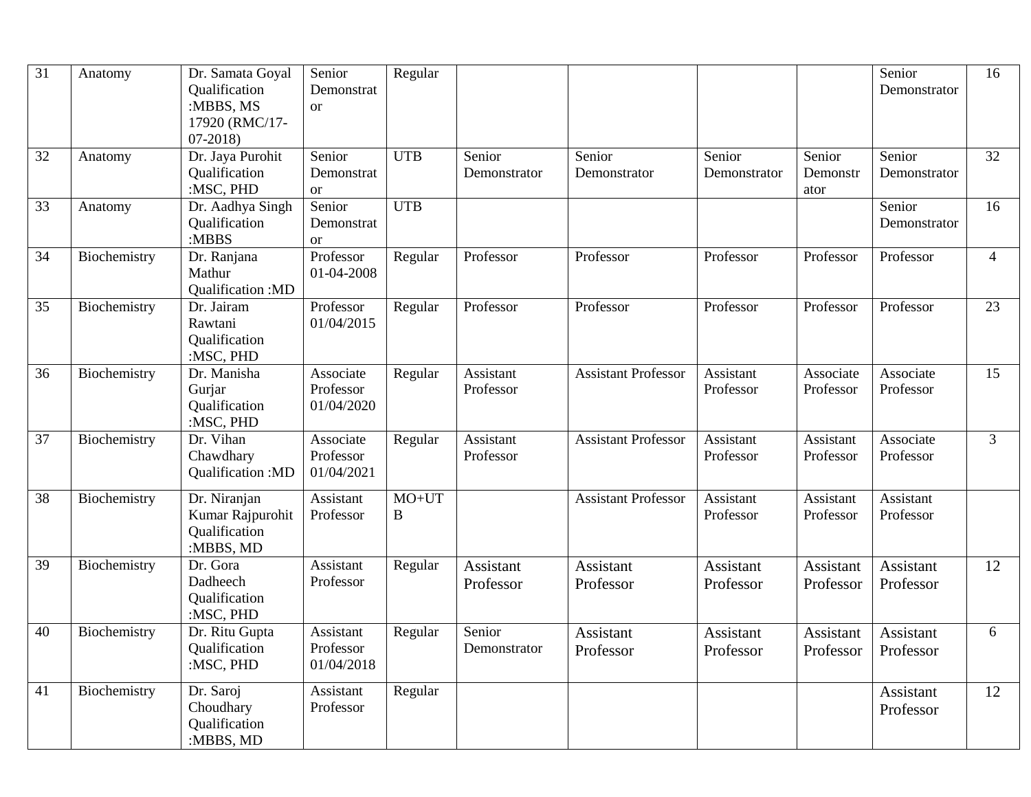| 31 | Anatomy | Dr. Samata Goyal Qualification :MBBS, MS 17920 (RMC/17-07-2018) | Senior Demonstrator | Regular | | | | | Senior Demonstrator | 16 |
|---|---|---|---|---|---|---|---|---|---|---|
| 32 | Anatomy | Dr. Jaya Purohit Qualification :MSC, PHD | Senior Demonstrator | UTB | Senior Demonstrator | Senior Demonstrator | Senior Demonstrator | Senior Demonstrator | Senior Demonstrator | 32 |
| 33 | Anatomy | Dr. Aadhya Singh Qualification :MBBS | Senior Demonstrator | UTB | | | | | Senior Demonstrator | 16 |
| 34 | Biochemistry | Dr. Ranjana Mathur Qualification :MD | Professor 01-04-2008 | Regular | Professor | Professor | Professor | Professor | Professor | 4 |
| 35 | Biochemistry | Dr. Jairam Rawtani Qualification :MSC, PHD | Professor 01/04/2015 | Regular | Professor | Professor | Professor | Professor | Professor | 23 |
| 36 | Biochemistry | Dr. Manisha Gurjar Qualification :MSC, PHD | Associate Professor 01/04/2020 | Regular | Assistant Professor | Assistant Professor | Assistant Professor | Associate Professor | Associate Professor | 15 |
| 37 | Biochemistry | Dr. Vihan Chawdhary Qualification :MD | Associate Professor 01/04/2021 | Regular | Assistant Professor | Assistant Professor | Assistant Professor | Assistant Professor | Associate Professor | 3 |
| 38 | Biochemistry | Dr. Niranjan Kumar Rajpurohit Qualification :MBBS, MD | Assistant Professor | MO+UTB | | Assistant Professor | Assistant Professor | Assistant Professor | Assistant Professor | |
| 39 | Biochemistry | Dr. Gora Dadheech Qualification :MSC, PHD | Assistant Professor | Regular | Assistant Professor | Assistant Professor | Assistant Professor | Assistant Professor | Assistant Professor | 12 |
| 40 | Biochemistry | Dr. Ritu Gupta Qualification :MSC, PHD | Assistant Professor 01/04/2018 | Regular | Senior Demonstrator | Assistant Professor | Assistant Professor | Assistant Professor | Assistant Professor | 6 |
| 41 | Biochemistry | Dr. Saroj Choudhary Qualification :MBBS, MD | Assistant Professor | Regular | | | | | Assistant Professor | 12 |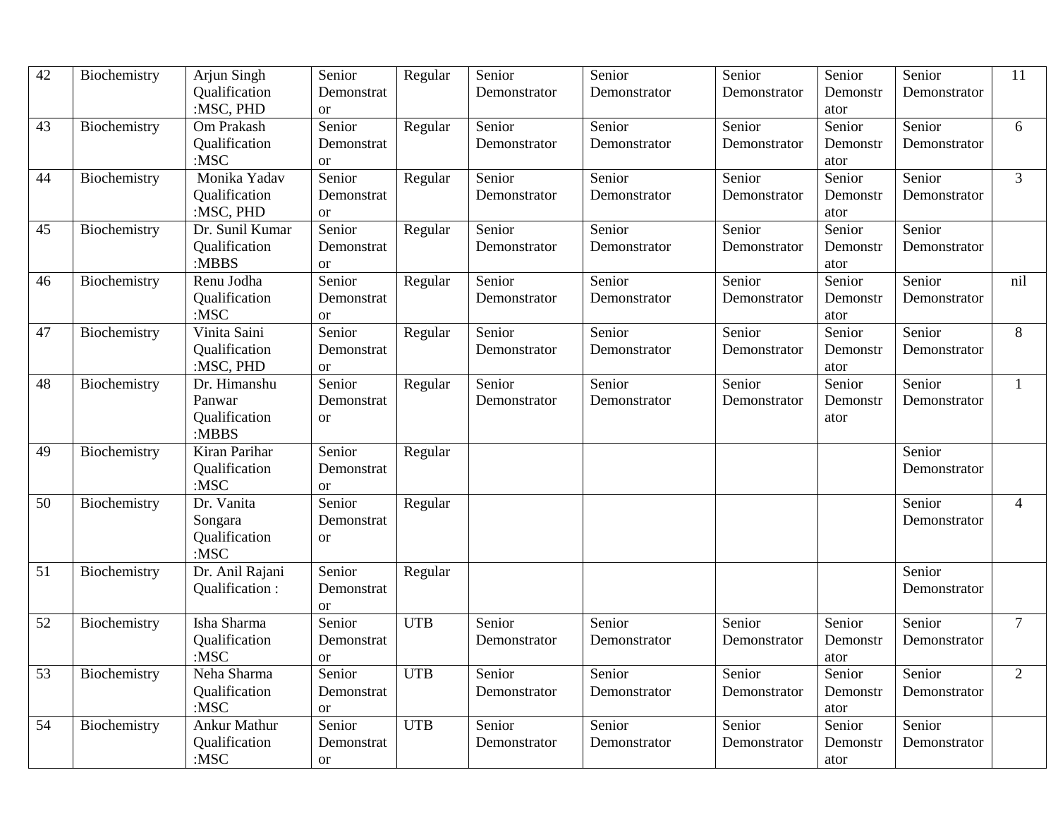| 42 | Biochemistry | Arjun Singh Qualification :MSC, PHD | Senior Demonstrator | Regular | Senior Demonstrator | Senior Demonstrator | Senior Demonstrator | Senior Demonstrator | Senior Demonstrator | 11 |
|---|---|---|---|---|---|---|---|---|---|---|
| 43 | Biochemistry | Om Prakash Qualification :MSC | Senior Demonstrator | Regular | Senior Demonstrator | Senior Demonstrator | Senior Demonstrator | Senior Demonstrator | Senior Demonstrator | 6 |
| 44 | Biochemistry | Monika Yadav Qualification :MSC, PHD | Senior Demonstrator | Regular | Senior Demonstrator | Senior Demonstrator | Senior Demonstrator | Senior Demonstrator | Senior Demonstrator | 3 |
| 45 | Biochemistry | Dr. Sunil Kumar Qualification :MBBS | Senior Demonstrator | Regular | Senior Demonstrator | Senior Demonstrator | Senior Demonstrator | Senior Demonstrator | Senior Demonstrator | |
| 46 | Biochemistry | Renu Jodha Qualification :MSC | Senior Demonstrator | Regular | Senior Demonstrator | Senior Demonstrator | Senior Demonstrator | Senior Demonstrator | Senior Demonstrator | nil |
| 47 | Biochemistry | Vinita Saini Qualification :MSC, PHD | Senior Demonstrator | Regular | Senior Demonstrator | Senior Demonstrator | Senior Demonstrator | Senior Demonstrator | Senior Demonstrator | 8 |
| 48 | Biochemistry | Dr. Himanshu Panwar Qualification :MBBS | Senior Demonstrator | Regular | Senior Demonstrator | Senior Demonstrator | Senior Demonstrator | Senior Demonstrator | Senior Demonstrator | 1 |
| 49 | Biochemistry | Kiran Parihar Qualification :MSC | Senior Demonstrator | Regular | | | | | Senior Demonstrator | |
| 50 | Biochemistry | Dr. Vanita Songara Qualification :MSC | Senior Demonstrator | Regular | | | | | Senior Demonstrator | 4 |
| 51 | Biochemistry | Dr. Anil Rajani Qualification : | Senior Demonstrator | Regular | | | | | Senior Demonstrator | |
| 52 | Biochemistry | Isha Sharma Qualification :MSC | Senior Demonstrator | UTB | Senior Demonstrator | Senior Demonstrator | Senior Demonstrator | Senior Demonstrator | Senior Demonstrator | 7 |
| 53 | Biochemistry | Neha Sharma Qualification :MSC | Senior Demonstrator | UTB | Senior Demonstrator | Senior Demonstrator | Senior Demonstrator | Senior Demonstrator | Senior Demonstrator | 2 |
| 54 | Biochemistry | Ankur Mathur Qualification :MSC | Senior Demonstrator | UTB | Senior Demonstrator | Senior Demonstrator | Senior Demonstrator | Senior Demonstrator | Senior Demonstrator | |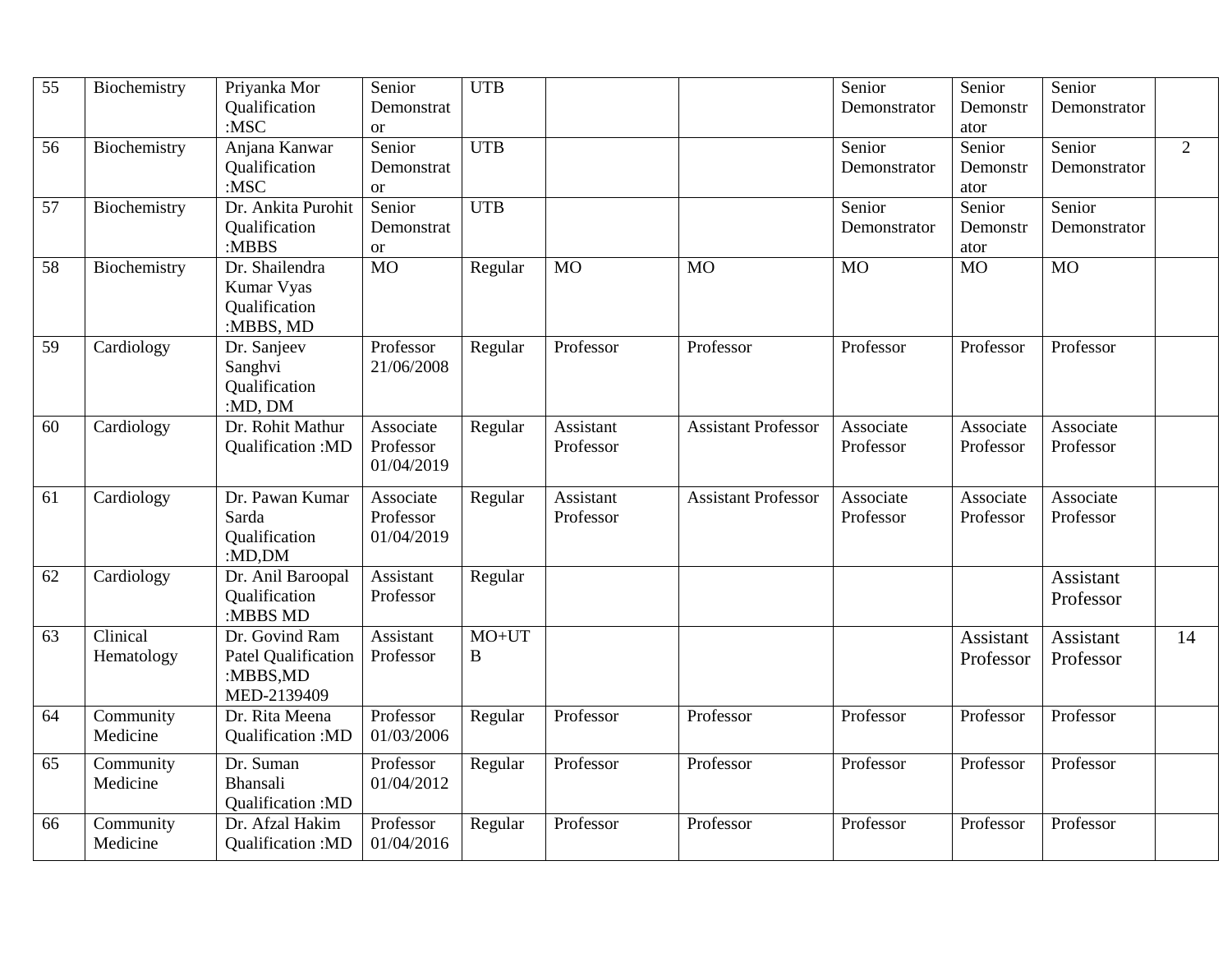| 55 | Biochemistry | Priyanka Mor Qualification :MSC | Senior Demonstrator | UTB | | | Senior Demonstrator | Senior Demonstrator | Senior Demonstrator | |
|---|---|---|---|---|---|---|---|---|---|---|
| 56 | Biochemistry | Anjana Kanwar Qualification :MSC | Senior Demonstrator | UTB | | | Senior Demonstrator | Senior Demonstrator | Senior Demonstrator | 2 |
| 57 | Biochemistry | Dr. Ankita Purohit Qualification :MBBS | Senior Demonstrator | UTB | | | Senior Demonstrator | Senior Demonstrator | Senior Demonstrator | |
| 58 | Biochemistry | Dr. Shailendra Kumar Vyas Qualification :MBBS, MD | MO | Regular | MO | MO | MO | MO | MO | |
| 59 | Cardiology | Dr. Sanjeev Sanghvi Qualification :MD, DM | Professor 21/06/2008 | Regular | Professor | Professor | Professor | Professor | Professor | |
| 60 | Cardiology | Dr. Rohit Mathur Qualification :MD | Associate Professor 01/04/2019 | Regular | Assistant Professor | Assistant Professor | Associate Professor | Associate Professor | Associate Professor | |
| 61 | Cardiology | Dr. Pawan Kumar Sarda Qualification :MD,DM | Associate Professor 01/04/2019 | Regular | Assistant Professor | Assistant Professor | Associate Professor | Associate Professor | Associate Professor | |
| 62 | Cardiology | Dr. Anil Baroopal Qualification :MBBS MD | Assistant Professor | Regular | | | | | Assistant Professor | |
| 63 | Clinical Hematology | Dr. Govind Ram Patel Qualification :MBBS,MD MED-2139409 | Assistant Professor | MO+UTB | | | | Assistant Professor | Assistant Professor | 14 |
| 64 | Community Medicine | Dr. Rita Meena Qualification :MD | Professor 01/03/2006 | Regular | Professor | Professor | Professor | Professor | Professor | |
| 65 | Community Medicine | Dr. Suman Bhansali Qualification :MD | Professor 01/04/2012 | Regular | Professor | Professor | Professor | Professor | Professor | |
| 66 | Community Medicine | Dr. Afzal Hakim Qualification :MD | Professor 01/04/2016 | Regular | Professor | Professor | Professor | Professor | Professor | |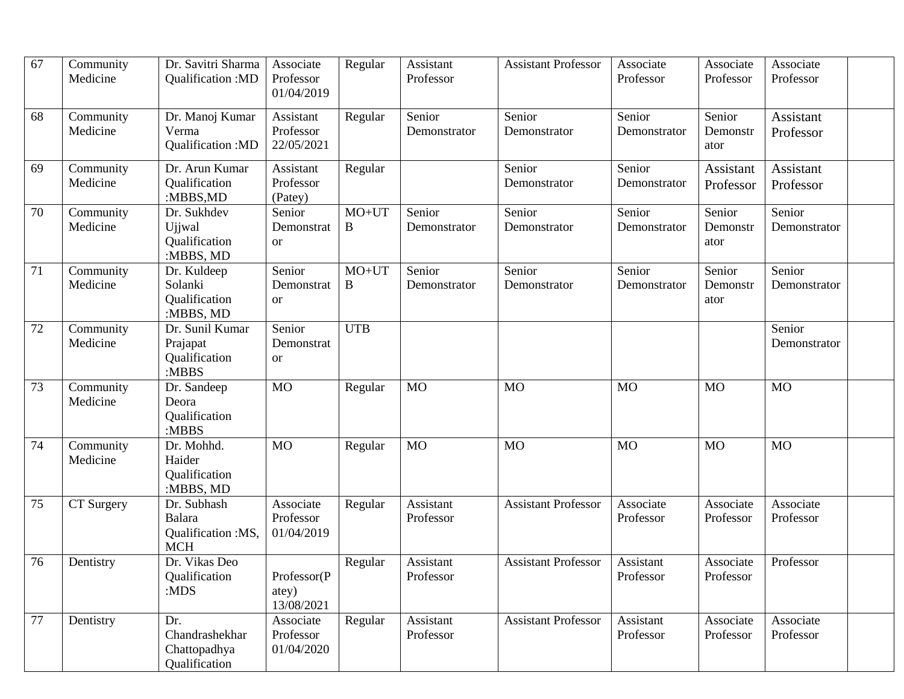| 67 | Community Medicine | Dr. Savitri Sharma Qualification :MD | Associate Professor 01/04/2019 | Regular | Assistant Professor | Assistant Professor | Associate Professor | Associate Professor | Associate Professor | |
|---|---|---|---|---|---|---|---|---|---|---|
| 68 | Community Medicine | Dr. Manoj Kumar Verma Qualification :MD | Assistant Professor 22/05/2021 | Regular | Senior Demonstrator | Senior Demonstrator | Senior Demonstrator | Senior Demonstrator | Assistant Professor | |
| 69 | Community Medicine | Dr. Arun Kumar Qualification :MBBS,MD | Assistant Professor (Patey) | Regular | | Senior Demonstrator | Senior Demonstrator | Assistant Professor | Assistant Professor | |
| 70 | Community Medicine | Dr. Sukhdev Ujjwal Qualification :MBBS, MD | Senior Demonstrator | MO+UTB | Senior Demonstrator | Senior Demonstrator | Senior Demonstrator | Senior Demonstrator | Senior Demonstrator | |
| 71 | Community Medicine | Dr. Kuldeep Solanki Qualification :MBBS, MD | Senior Demonstrator | MO+UTB | Senior Demonstrator | Senior Demonstrator | Senior Demonstrator | Senior Demonstrator | Senior Demonstrator | |
| 72 | Community Medicine | Dr. Sunil Kumar Prajapat Qualification :MBBS | Senior Demonstrator | UTB | | | | | Senior Demonstrator | |
| 73 | Community Medicine | Dr. Sandeep Deora Qualification :MBBS | MO | Regular | MO | MO | MO | MO | MO | |
| 74 | Community Medicine | Dr. Mohhd. Haider Qualification :MBBS, MD | MO | Regular | MO | MO | MO | MO | MO | |
| 75 | CT Surgery | Dr. Subhash Balara Qualification :MS, MCH | Associate Professor 01/04/2019 | Regular | Assistant Professor | Assistant Professor | Associate Professor | Associate Professor | Associate Professor | |
| 76 | Dentistry | Dr. Vikas Deo Qualification :MDS | Professor(Patey) 13/08/2021 | Regular | Assistant Professor | Assistant Professor | Assistant Professor | Associate Professor | Professor | |
| 77 | Dentistry | Dr. Chandrashekhar Chattopadhya Qualification | Associate Professor 01/04/2020 | Regular | Assistant Professor | Assistant Professor | Assistant Professor | Associate Professor | Associate Professor | |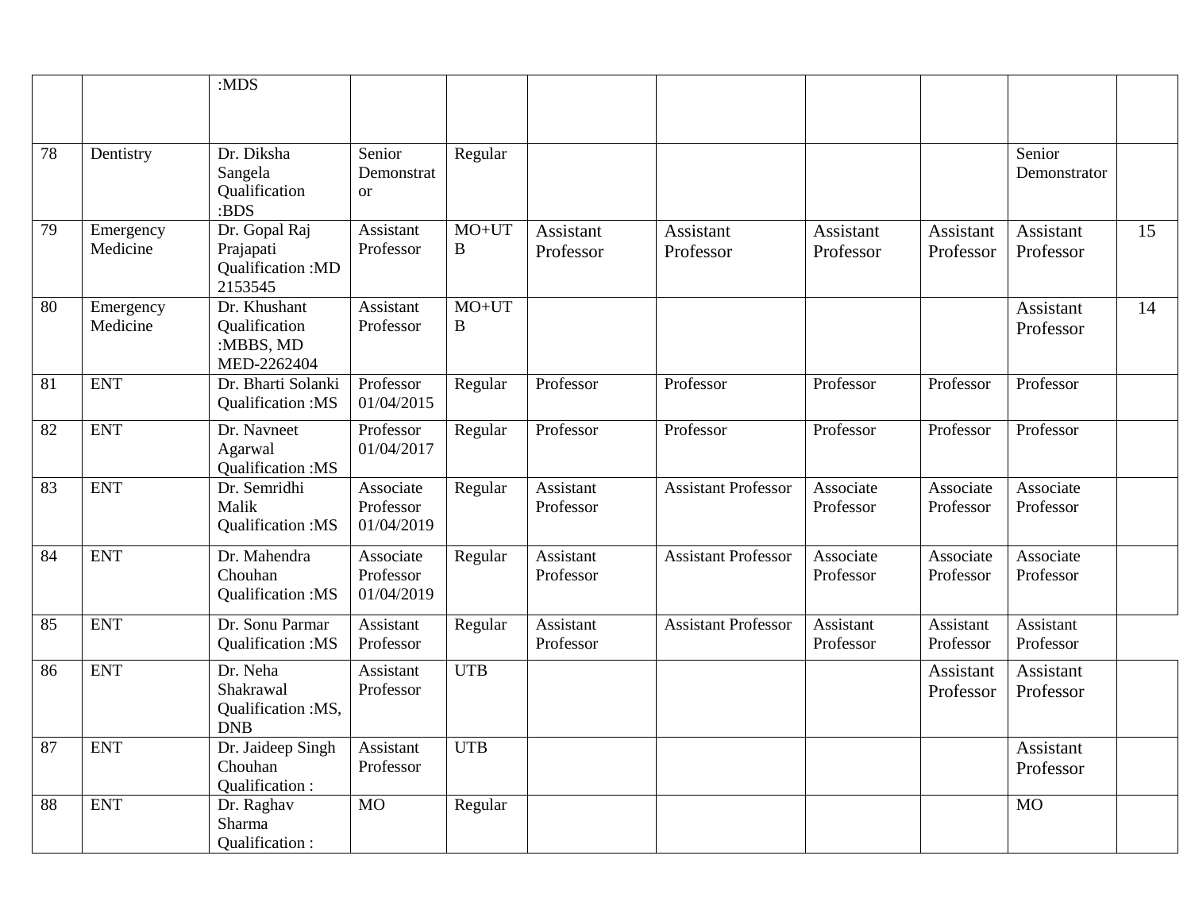|  |  | :MDS |  |  |  |  |  |  |  |  |
|---|---|---|---|---|---|---|---|---|---|---|
| 78 | Dentistry | Dr. Diksha Sangela Qualification :BDS | Senior Demonstrator | Regular |  |  |  |  | Senior Demonstrator |  |
| 79 | Emergency Medicine | Dr. Gopal Raj Prajapati Qualification :MD 2153545 | Assistant Professor | MO+UTB | Assistant Professor | Assistant Professor | Assistant Professor | Assistant Professor | Assistant Professor | 15 |
| 80 | Emergency Medicine | Dr. Khushant Qualification :MBBS, MD MED-2262404 | Assistant Professor | MO+UTB |  |  |  |  | Assistant Professor | 14 |
| 81 | ENT | Dr. Bharti Solanki Qualification :MS | Professor 01/04/2015 | Regular | Professor | Professor | Professor | Professor | Professor |  |
| 82 | ENT | Dr. Navneet Agarwal Qualification :MS | Professor 01/04/2017 | Regular | Professor | Professor | Professor | Professor | Professor |  |
| 83 | ENT | Dr. Semridhi Malik Qualification :MS | Associate Professor 01/04/2019 | Regular | Assistant Professor | Assistant Professor | Associate Professor | Associate Professor | Associate Professor |  |
| 84 | ENT | Dr. Mahendra Chouhan Qualification :MS | Associate Professor 01/04/2019 | Regular | Assistant Professor | Assistant Professor | Associate Professor | Associate Professor | Associate Professor |  |
| 85 | ENT | Dr. Sonu Parmar Qualification :MS | Assistant Professor | Regular | Assistant Professor | Assistant Professor | Assistant Professor | Assistant Professor | Assistant Professor |  |
| 86 | ENT | Dr. Neha Shakrawal Qualification :MS, DNB | Assistant Professor | UTB |  |  |  | Assistant Professor | Assistant Professor |  |
| 87 | ENT | Dr. Jaideep Singh Chouhan Qualification : | Assistant Professor | UTB |  |  |  |  | Assistant Professor |  |
| 88 | ENT | Dr. Raghav Sharma Qualification : | MO | Regular |  |  |  |  | MO |  |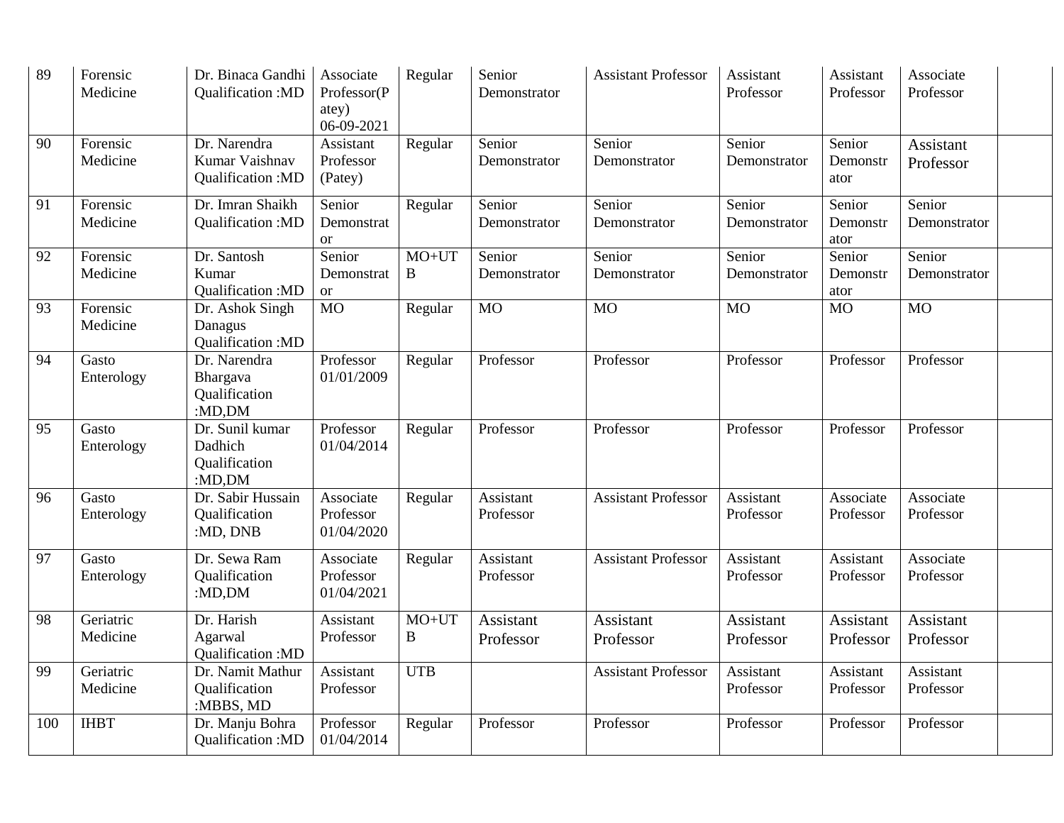| 89 | Forensic Medicine | Dr. Binaca Gandhi Qualification :MD | Associate Professor(Patey) 06-09-2021 | Regular | Senior Demonstrator | Assistant Professor | Assistant Professor | Assistant Professor | Associate Professor | |
|---|---|---|---|---|---|---|---|---|---|---|
| 90 | Forensic Medicine | Dr. Narendra Kumar Vaishnav Qualification :MD | Assistant Professor (Patey) | Regular | Senior Demonstrator | Senior Demonstrator | Senior Demonstrator | Senior Demonstrator | Assistant Professor | |
| 91 | Forensic Medicine | Dr. Imran Shaikh Qualification :MD | Senior Demonstrator | Regular | Senior Demonstrator | Senior Demonstrator | Senior Demonstrator | Senior Demonstrator | Senior Demonstrator | |
| 92 | Forensic Medicine | Dr. Santosh Kumar Qualification :MD | Senior Demonstrator | MO+UTB | Senior Demonstrator | Senior Demonstrator | Senior Demonstrator | Senior Demonstrator | Senior Demonstrator | |
| 93 | Forensic Medicine | Dr. Ashok Singh Danagus Qualification :MD | MO | Regular | MO | MO | MO | MO | MO | |
| 94 | Gasto Enterology | Dr. Narendra Bhargava Qualification :MD,DM | Professor 01/01/2009 | Regular | Professor | Professor | Professor | Professor | Professor | |
| 95 | Gasto Enterology | Dr. Sunil kumar Dadhich Qualification :MD,DM | Professor 01/04/2014 | Regular | Professor | Professor | Professor | Professor | Professor | |
| 96 | Gasto Enterology | Dr. Sabir Hussain Qualification :MD, DNB | Associate Professor 01/04/2020 | Regular | Assistant Professor | Assistant Professor | Assistant Professor | Associate Professor | Associate Professor | |
| 97 | Gasto Enterology | Dr. Sewa Ram Qualification :MD,DM | Associate Professor 01/04/2021 | Regular | Assistant Professor | Assistant Professor | Assistant Professor | Assistant Professor | Associate Professor | |
| 98 | Geriatric Medicine | Dr. Harish Agarwal Qualification :MD | Assistant Professor | MO+UTB | Assistant Professor | Assistant Professor | Assistant Professor | Assistant Professor | Assistant Professor | |
| 99 | Geriatric Medicine | Dr. Namit Mathur Qualification :MBBS, MD | Assistant Professor | UTB | | Assistant Professor | Assistant Professor | Assistant Professor | Assistant Professor | |
| 100 | IHBT | Dr. Manju Bohra Qualification :MD | Professor 01/04/2014 | Regular | Professor | Professor | Professor | Professor | Professor | |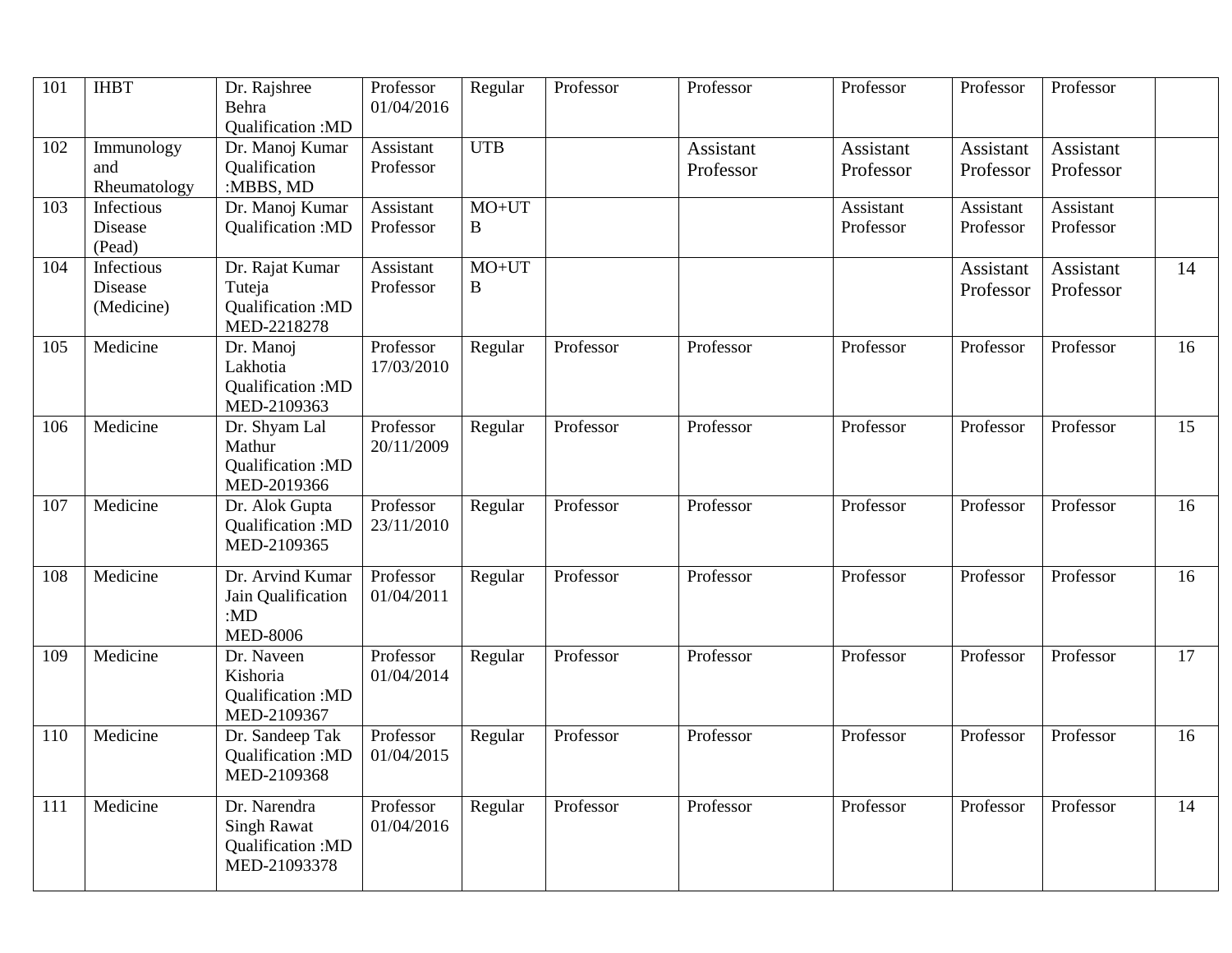| 101 | IHBT | Dr. Rajshree Behra Qualification :MD | Professor 01/04/2016 | Regular | Professor | Professor | Professor | Professor | Professor | |
|---|---|---|---|---|---|---|---|---|---|---|
| 102 | Immunology and Rheumatology | Dr. Manoj Kumar Qualification :MBBS, MD | Assistant Professor | UTB | | Assistant Professor | Assistant Professor | Assistant Professor | Assistant Professor | |
| 103 | Infectious Disease (Pead) | Dr. Manoj Kumar Qualification :MD | Assistant Professor | MO+UTB | | | Assistant Professor | Assistant Professor | Assistant Professor | |
| 104 | Infectious Disease (Medicine) | Dr. Rajat Kumar Tuteja Qualification :MD MED-2218278 | Assistant Professor | MO+UTB | | | | Assistant Professor | Assistant Professor | 14 |
| 105 | Medicine | Dr. Manoj Lakhotia Qualification :MD MED-2109363 | Professor 17/03/2010 | Regular | Professor | Professor | Professor | Professor | Professor | 16 |
| 106 | Medicine | Dr. Shyam Lal Mathur Qualification :MD MED-2019366 | Professor 20/11/2009 | Regular | Professor | Professor | Professor | Professor | Professor | 15 |
| 107 | Medicine | Dr. Alok Gupta Qualification :MD MED-2109365 | Professor 23/11/2010 | Regular | Professor | Professor | Professor | Professor | Professor | 16 |
| 108 | Medicine | Dr. Arvind Kumar Jain Qualification :MD MED-8006 | Professor 01/04/2011 | Regular | Professor | Professor | Professor | Professor | Professor | 16 |
| 109 | Medicine | Dr. Naveen Kishoria Qualification :MD MED-2109367 | Professor 01/04/2014 | Regular | Professor | Professor | Professor | Professor | Professor | 17 |
| 110 | Medicine | Dr. Sandeep Tak Qualification :MD MED-2109368 | Professor 01/04/2015 | Regular | Professor | Professor | Professor | Professor | Professor | 16 |
| 111 | Medicine | Dr. Narendra Singh Rawat Qualification :MD MED-21093378 | Professor 01/04/2016 | Regular | Professor | Professor | Professor | Professor | Professor | 14 |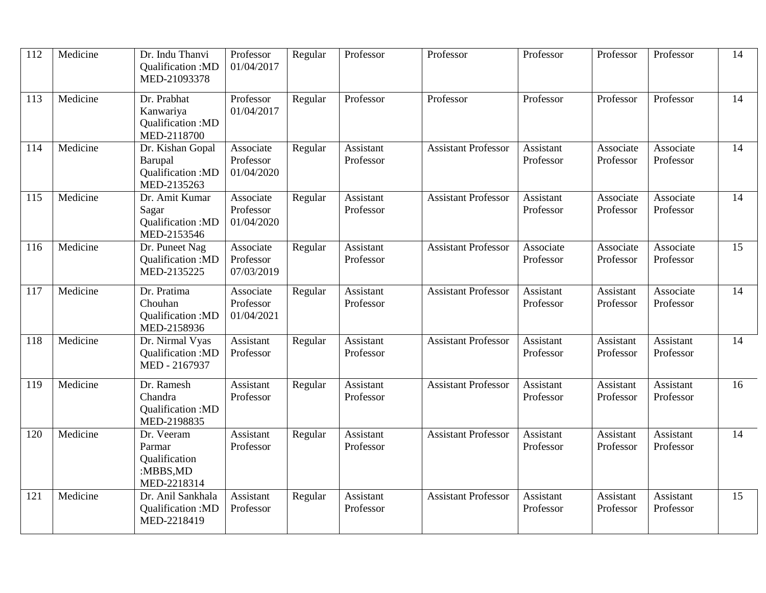| 112 | Medicine | Dr. Indu Thanvi Qualification :MD MED-21093378 | Professor 01/04/2017 | Regular | Professor | Professor | Professor | Professor | Professor | 14 |
|---|---|---|---|---|---|---|---|---|---|---|
| 113 | Medicine | Dr. Prabhat Kanwariya Qualification :MD MED-2118700 | Professor 01/04/2017 | Regular | Professor | Professor | Professor | Professor | Professor | 14 |
| 114 | Medicine | Dr. Kishan Gopal Barupal Qualification :MD MED-2135263 | Associate Professor 01/04/2020 | Regular | Assistant Professor | Assistant Professor | Assistant Professor | Associate Professor | Associate Professor | 14 |
| 115 | Medicine | Dr. Amit Kumar Sagar Qualification :MD MED-2153546 | Associate Professor 01/04/2020 | Regular | Assistant Professor | Assistant Professor | Assistant Professor | Associate Professor | Associate Professor | 14 |
| 116 | Medicine | Dr. Puneet Nag Qualification :MD MED-2135225 | Associate Professor 07/03/2019 | Regular | Assistant Professor | Assistant Professor | Associate Professor | Associate Professor | Associate Professor | 15 |
| 117 | Medicine | Dr. Pratima Chouhan Qualification :MD MED-2158936 | Associate Professor 01/04/2021 | Regular | Assistant Professor | Assistant Professor | Assistant Professor | Assistant Professor | Associate Professor | 14 |
| 118 | Medicine | Dr. Nirmal Vyas Qualification :MD MED - 2167937 | Assistant Professor | Regular | Assistant Professor | Assistant Professor | Assistant Professor | Assistant Professor | Assistant Professor | 14 |
| 119 | Medicine | Dr. Ramesh Chandra Qualification :MD MED-2198835 | Assistant Professor | Regular | Assistant Professor | Assistant Professor | Assistant Professor | Assistant Professor | Assistant Professor | 16 |
| 120 | Medicine | Dr. Veeram Parmar Qualification :MBBS,MD MED-2218314 | Assistant Professor | Regular | Assistant Professor | Assistant Professor | Assistant Professor | Assistant Professor | Assistant Professor | 14 |
| 121 | Medicine | Dr. Anil Sankhala Qualification :MD MED-2218419 | Assistant Professor | Regular | Assistant Professor | Assistant Professor | Assistant Professor | Assistant Professor | Assistant Professor | 15 |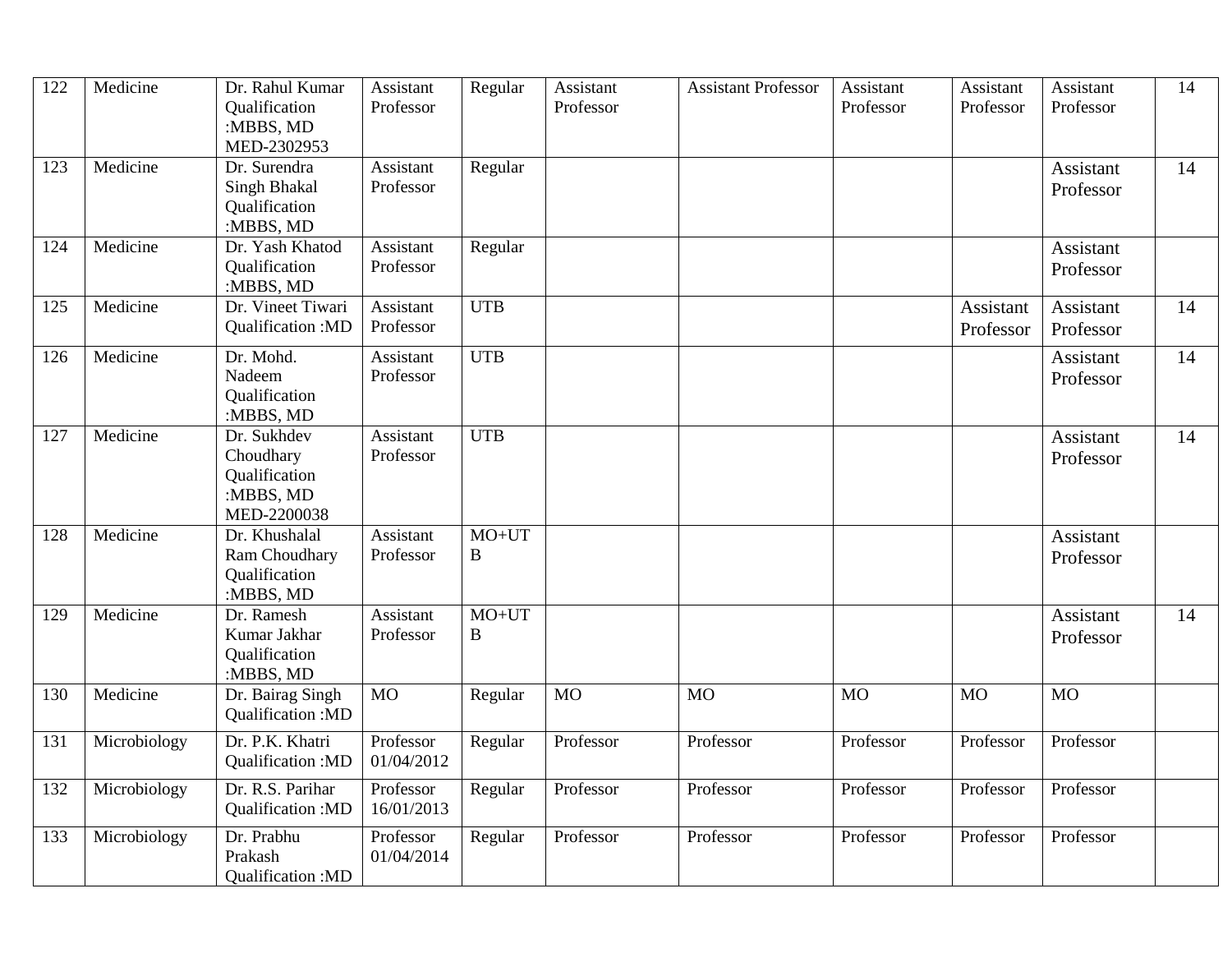| 122 | Medicine | Dr. Rahul Kumar Qualification :MBBS, MD MED-2302953 | Assistant Professor | Regular | Assistant Professor | Assistant Professor | Assistant Professor | Assistant Professor | Assistant Professor | 14 |
|---|---|---|---|---|---|---|---|---|---|---|
| 123 | Medicine | Dr. Surendra Singh Bhakal Qualification :MBBS, MD | Assistant Professor | Regular | | | | | Assistant Professor | 14 |
| 124 | Medicine | Dr. Yash Khatod Qualification :MBBS, MD | Assistant Professor | Regular | | | | | Assistant Professor | |
| 125 | Medicine | Dr. Vineet Tiwari Qualification :MD | Assistant Professor | UTB | | | | Assistant Professor | Assistant Professor | 14 |
| 126 | Medicine | Dr. Mohd. Nadeem Qualification :MBBS, MD | Assistant Professor | UTB | | | | | Assistant Professor | 14 |
| 127 | Medicine | Dr. Sukhdev Choudhary Qualification :MBBS, MD MED-2200038 | Assistant Professor | UTB | | | | | Assistant Professor | 14 |
| 128 | Medicine | Dr. Khushalal Ram Choudhary Qualification :MBBS, MD | Assistant Professor | MO+UTB | | | | | Assistant Professor | |
| 129 | Medicine | Dr. Ramesh Kumar Jakhar Qualification :MBBS, MD | Assistant Professor | MO+UTB | | | | | Assistant Professor | 14 |
| 130 | Medicine | Dr. Bairag Singh Qualification :MD | MO | Regular | MO | MO | MO | MO | MO | |
| 131 | Microbiology | Dr. P.K. Khatri Qualification :MD | Professor 01/04/2012 | Regular | Professor | Professor | Professor | Professor | Professor | |
| 132 | Microbiology | Dr. R.S. Parihar Qualification :MD | Professor 16/01/2013 | Regular | Professor | Professor | Professor | Professor | Professor | |
| 133 | Microbiology | Dr. Prabhu Prakash Qualification :MD | Professor 01/04/2014 | Regular | Professor | Professor | Professor | Professor | Professor | |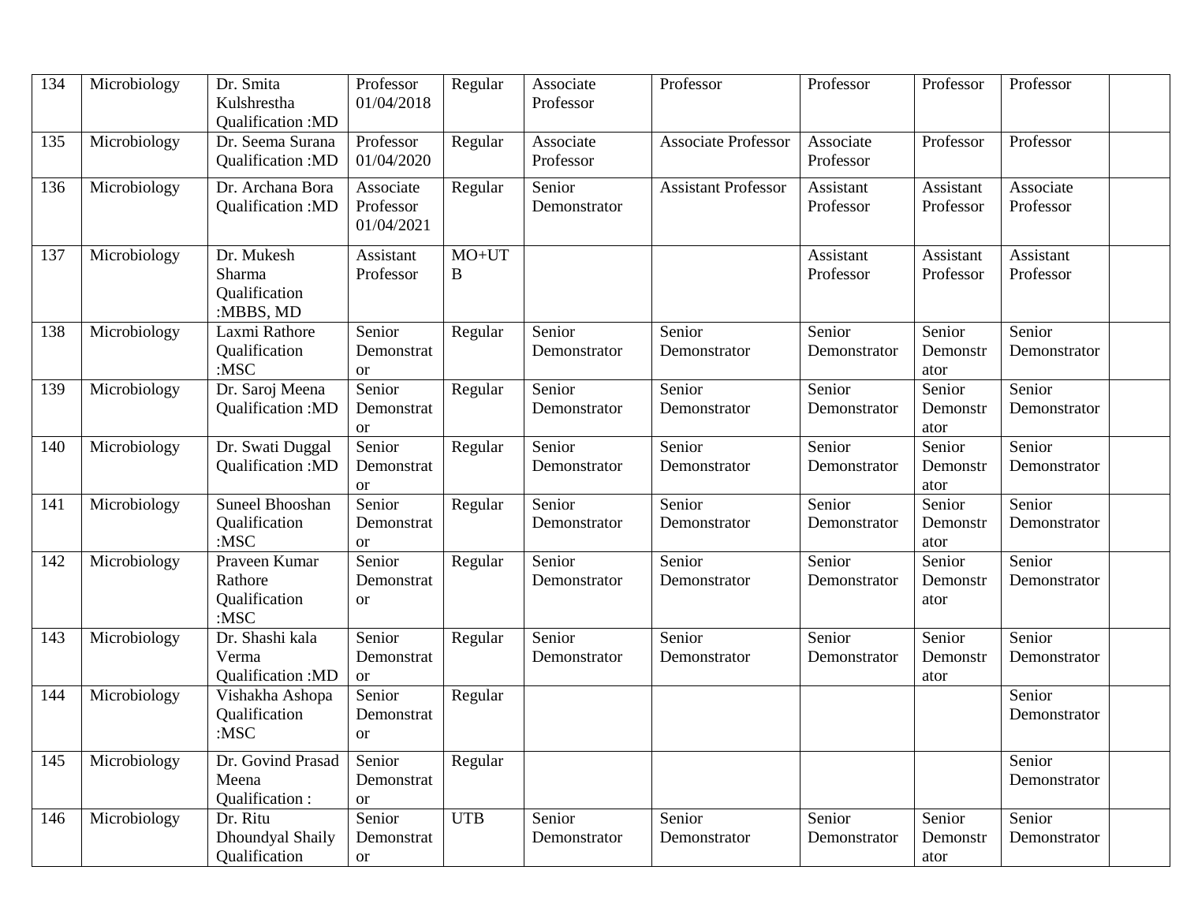| 134 | Microbiology | Dr. Smita Kulshrestha Qualification :MD | Professor 01/04/2018 | Regular | Associate Professor | Professor | Professor | Professor | Professor | |
|---|---|---|---|---|---|---|---|---|---|---|
| 135 | Microbiology | Dr. Seema Surana Qualification :MD | Professor 01/04/2020 | Regular | Associate Professor | Associate Professor | Associate Professor | Professor | Professor | |
| 136 | Microbiology | Dr. Archana Bora Qualification :MD | Associate Professor 01/04/2021 | Regular | Senior Demonstrator | Assistant Professor | Assistant Professor | Assistant Professor | Associate Professor | |
| 137 | Microbiology | Dr. Mukesh Sharma Qualification :MBBS, MD | Assistant Professor | MO+UTB | | | Assistant Professor | Assistant Professor | Assistant Professor | |
| 138 | Microbiology | Laxmi Rathore Qualification :MSC | Senior Demonstrator | Regular | Senior Demonstrator | Senior Demonstrator | Senior Demonstrator | Senior Demonstrator | Senior Demonstrator | |
| 139 | Microbiology | Dr. Saroj Meena Qualification :MD | Senior Demonstrator | Regular | Senior Demonstrator | Senior Demonstrator | Senior Demonstrator | Senior Demonstrator | Senior Demonstrator | |
| 140 | Microbiology | Dr. Swati Duggal Qualification :MD | Senior Demonstrator | Regular | Senior Demonstrator | Senior Demonstrator | Senior Demonstrator | Senior Demonstrator | Senior Demonstrator | |
| 141 | Microbiology | Suneel Bhooshan Qualification :MSC | Senior Demonstrator | Regular | Senior Demonstrator | Senior Demonstrator | Senior Demonstrator | Senior Demonstrator | Senior Demonstrator | |
| 142 | Microbiology | Praveen Kumar Rathore Qualification :MSC | Senior Demonstrator | Regular | Senior Demonstrator | Senior Demonstrator | Senior Demonstrator | Senior Demonstrator | Senior Demonstrator | |
| 143 | Microbiology | Dr. Shashi kala Verma Qualification :MD | Senior Demonstrator | Regular | Senior Demonstrator | Senior Demonstrator | Senior Demonstrator | Senior Demonstrator | Senior Demonstrator | |
| 144 | Microbiology | Vishakha Ashopa Qualification :MSC | Senior Demonstrator | Regular | | | | | Senior Demonstrator | |
| 145 | Microbiology | Dr. Govind Prasad Meena Qualification : | Senior Demonstrator | Regular | | | | | Senior Demonstrator | |
| 146 | Microbiology | Dr. Ritu Dhoundyal Shaily Qualification | Senior Demonstrator | UTB | Senior Demonstrator | Senior Demonstrator | Senior Demonstrator | Senior Demonstrator | Senior Demonstrator | |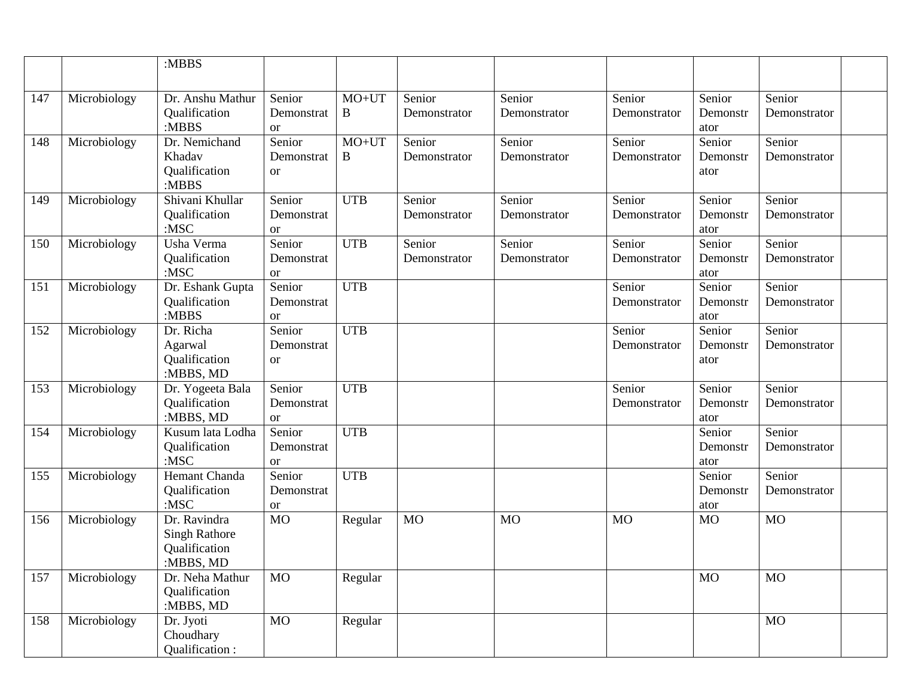| | | :MBBS | | | | | | | | |
|---|---|---|---|---|---|---|---|---|---|---|
| 147 | Microbiology | Dr. Anshu Mathur Qualification :MBBS | Senior Demonstrator | MO+UTB | Senior Demonstrator | Senior Demonstrator | Senior Demonstrator | Senior Demonstrator | Senior Demonstrator | |
| 148 | Microbiology | Dr. Nemichand Khadav Qualification :MBBS | Senior Demonstrator | MO+UTB | Senior Demonstrator | Senior Demonstrator | Senior Demonstrator | Senior Demonstrator | Senior Demonstrator | |
| 149 | Microbiology | Shivani Khullar Qualification :MSC | Senior Demonstrator | UTB | Senior Demonstrator | Senior Demonstrator | Senior Demonstrator | Senior Demonstrator | Senior Demonstrator | |
| 150 | Microbiology | Usha Verma Qualification :MSC | Senior Demonstrator | UTB | Senior Demonstrator | Senior Demonstrator | Senior Demonstrator | Senior Demonstrator | Senior Demonstrator | |
| 151 | Microbiology | Dr. Eshank Gupta Qualification :MBBS | Senior Demonstrator | UTB | | | Senior Demonstrator | Senior Demonstrator | Senior Demonstrator | |
| 152 | Microbiology | Dr. Richa Agarwal Qualification :MBBS, MD | Senior Demonstrator | UTB | | | Senior Demonstrator | Senior Demonstrator | Senior Demonstrator | |
| 153 | Microbiology | Dr. Yogeeta Bala Qualification :MBBS, MD | Senior Demonstrator | UTB | | | Senior Demonstrator | Senior Demonstrator | Senior Demonstrator | |
| 154 | Microbiology | Kusum lata Lodha Qualification :MSC | Senior Demonstrator | UTB | | | | Senior Demonstrator | Senior Demonstrator | |
| 155 | Microbiology | Hemant Chanda Qualification :MSC | Senior Demonstrator | UTB | | | | Senior Demonstrator | Senior Demonstrator | |
| 156 | Microbiology | Dr. Ravindra Singh Rathore Qualification :MBBS, MD | MO | Regular | MO | MO | MO | MO | MO | |
| 157 | Microbiology | Dr. Neha Mathur Qualification :MBBS, MD | MO | Regular | | | | MO | MO | |
| 158 | Microbiology | Dr. Jyoti Choudhary Qualification : | MO | Regular | | | | | MO | |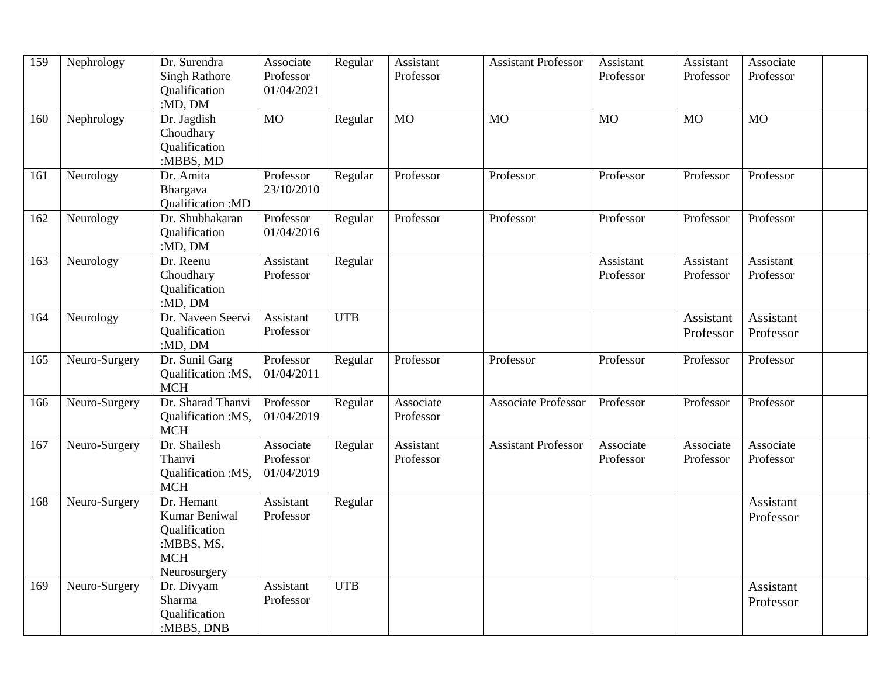| 159 | Nephrology | Dr. Surendra Singh Rathore Qualification :MD, DM | Associate Professor 01/04/2021 | Regular | Assistant Professor | Assistant Professor | Assistant Professor | Assistant Professor | Associate Professor | |
|---|---|---|---|---|---|---|---|---|---|---|
| 160 | Nephrology | Dr. Jagdish Choudhary Qualification :MBBS, MD | MO | Regular | MO | MO | MO | MO | MO | |
| 161 | Neurology | Dr. Amita Bhargava Qualification :MD | Professor 23/10/2010 | Regular | Professor | Professor | Professor | Professor | Professor | |
| 162 | Neurology | Dr. Shubhakaran Qualification :MD, DM | Professor 01/04/2016 | Regular | Professor | Professor | Professor | Professor | Professor | |
| 163 | Neurology | Dr. Reenu Choudhary Qualification :MD, DM | Assistant Professor | Regular | | | Assistant Professor | Assistant Professor | Assistant Professor | |
| 164 | Neurology | Dr. Naveen Seervi Qualification :MD, DM | Assistant Professor | UTB | | | | Assistant Professor | Assistant Professor | |
| 165 | Neuro-Surgery | Dr. Sunil Garg Qualification :MS, MCH | Professor 01/04/2011 | Regular | Professor | Professor | Professor | Professor | Professor | |
| 166 | Neuro-Surgery | Dr. Sharad Thanvi Qualification :MS, MCH | Professor 01/04/2019 | Regular | Associate Professor | Associate Professor | Professor | Professor | Professor | |
| 167 | Neuro-Surgery | Dr. Shailesh Thanvi Qualification :MS, MCH | Associate Professor 01/04/2019 | Regular | Assistant Professor | Assistant Professor | Associate Professor | Associate Professor | Associate Professor | |
| 168 | Neuro-Surgery | Dr. Hemant Kumar Beniwal Qualification :MBBS, MS, MCH Neurosurgery | Assistant Professor | Regular | | | | | Assistant Professor | |
| 169 | Neuro-Surgery | Dr. Divyam Sharma Qualification :MBBS, DNB | Assistant Professor | UTB | | | | | Assistant Professor | |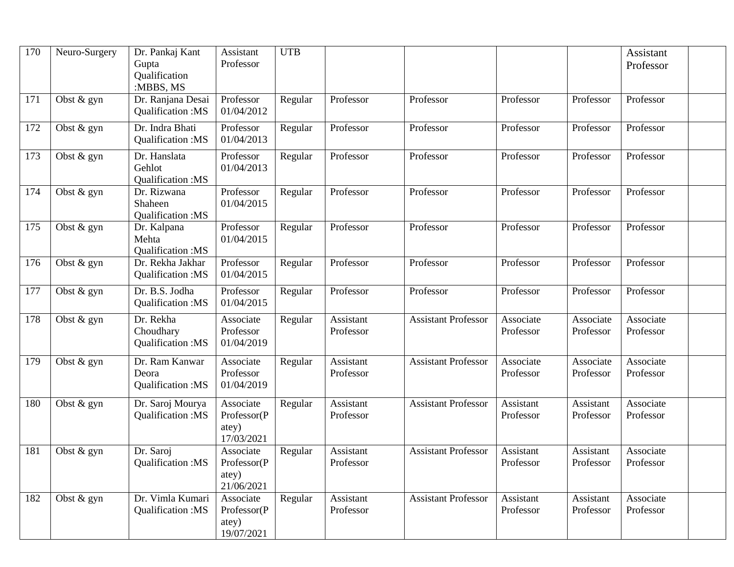| 170 | Neuro-Surgery | Dr. Pankaj Kant Gupta Qualification :MBBS, MS | Assistant Professor | UTB | | | | | Assistant Professor | |
|---|---|---|---|---|---|---|---|---|---|---|
| 171 | Obst & gyn | Dr. Ranjana Desai Qualification :MS | Professor 01/04/2012 | Regular | Professor | Professor | Professor | Professor | Professor | |
| 172 | Obst & gyn | Dr. Indra Bhati Qualification :MS | Professor 01/04/2013 | Regular | Professor | Professor | Professor | Professor | Professor | |
| 173 | Obst & gyn | Dr. Hanslata Gehlot Qualification :MS | Professor 01/04/2013 | Regular | Professor | Professor | Professor | Professor | Professor | |
| 174 | Obst & gyn | Dr. Rizwana Shaheen Qualification :MS | Professor 01/04/2015 | Regular | Professor | Professor | Professor | Professor | Professor | |
| 175 | Obst & gyn | Dr. Kalpana Mehta Qualification :MS | Professor 01/04/2015 | Regular | Professor | Professor | Professor | Professor | Professor | |
| 176 | Obst & gyn | Dr. Rekha Jakhar Qualification :MS | Professor 01/04/2015 | Regular | Professor | Professor | Professor | Professor | Professor | |
| 177 | Obst & gyn | Dr. B.S. Jodha Qualification :MS | Professor 01/04/2015 | Regular | Professor | Professor | Professor | Professor | Professor | |
| 178 | Obst & gyn | Dr. Rekha Choudhary Qualification :MS | Associate Professor 01/04/2019 | Regular | Assistant Professor | Assistant Professor | Associate Professor | Associate Professor | Associate Professor | |
| 179 | Obst & gyn | Dr. Ram Kanwar Deora Qualification :MS | Associate Professor 01/04/2019 | Regular | Assistant Professor | Assistant Professor | Associate Professor | Associate Professor | Associate Professor | |
| 180 | Obst & gyn | Dr. Saroj Mourya Qualification :MS | Associate Professor(Patey) 17/03/2021 | Regular | Assistant Professor | Assistant Professor | Assistant Professor | Assistant Professor | Associate Professor | |
| 181 | Obst & gyn | Dr. Saroj Qualification :MS | Associate Professor(Patey) 21/06/2021 | Regular | Assistant Professor | Assistant Professor | Assistant Professor | Assistant Professor | Associate Professor | |
| 182 | Obst & gyn | Dr. Vimla Kumari Qualification :MS | Associate Professor(Patey) 19/07/2021 | Regular | Assistant Professor | Assistant Professor | Assistant Professor | Assistant Professor | Associate Professor | |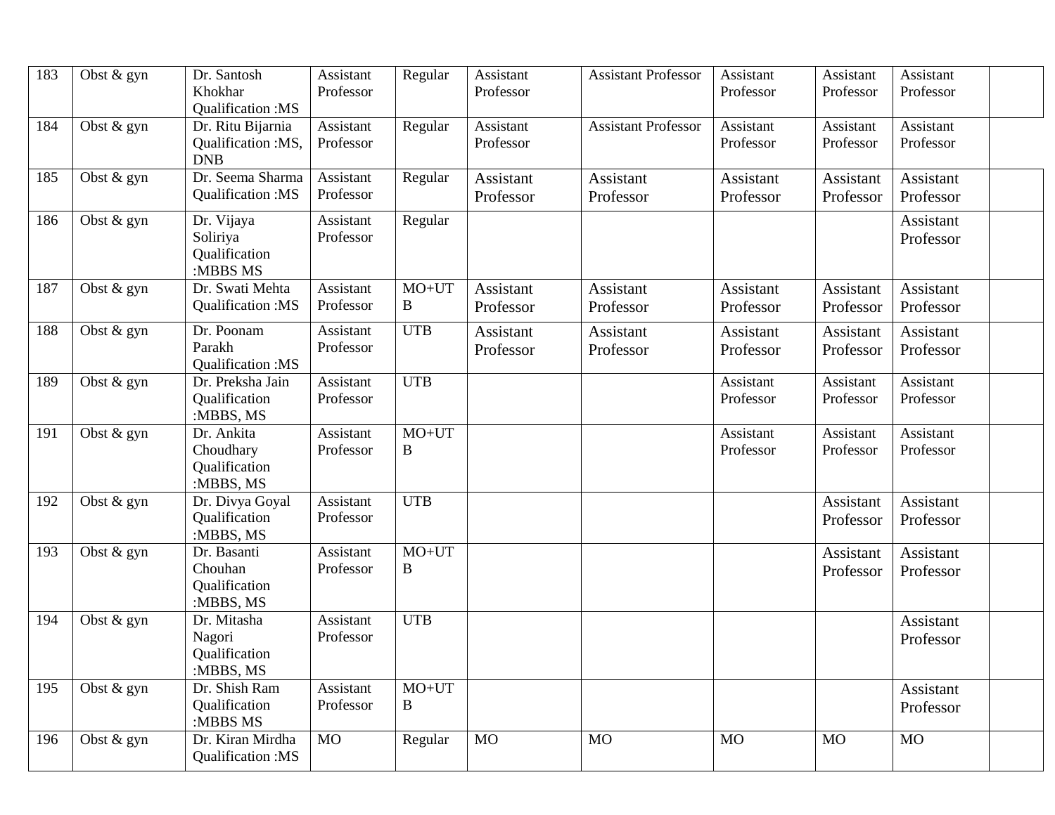| 183 | Obst & gyn | Dr. Santosh Khokhar Qualification :MS | Assistant Professor | Regular | Assistant Professor | Assistant Professor | Assistant Professor | Assistant Professor | Assistant Professor | |
|---|---|---|---|---|---|---|---|---|---|---|
| 184 | Obst & gyn | Dr. Ritu Bijarnia Qualification :MS, DNB | Assistant Professor | Regular | Assistant Professor | Assistant Professor | Assistant Professor | Assistant Professor | Assistant Professor | |
| 185 | Obst & gyn | Dr. Seema Sharma Qualification :MS | Assistant Professor | Regular | Assistant Professor | Assistant Professor | Assistant Professor | Assistant Professor | Assistant Professor | |
| 186 | Obst & gyn | Dr. Vijaya Soliriya Qualification :MBBS MS | Assistant Professor | Regular | | | | | Assistant Professor | |
| 187 | Obst & gyn | Dr. Swati Mehta Qualification :MS | Assistant Professor | MO+UTB | Assistant Professor | Assistant Professor | Assistant Professor | Assistant Professor | Assistant Professor | |
| 188 | Obst & gyn | Dr. Poonam Parakh Qualification :MS | Assistant Professor | UTB | Assistant Professor | Assistant Professor | Assistant Professor | Assistant Professor | Assistant Professor | |
| 189 | Obst & gyn | Dr. Preksha Jain Qualification :MBBS, MS | Assistant Professor | UTB | | | Assistant Professor | Assistant Professor | Assistant Professor | |
| 191 | Obst & gyn | Dr. Ankita Choudhary Qualification :MBBS, MS | Assistant Professor | MO+UTB | | | Assistant Professor | Assistant Professor | Assistant Professor | |
| 192 | Obst & gyn | Dr. Divya Goyal Qualification :MBBS, MS | Assistant Professor | UTB | | | | Assistant Professor | Assistant Professor | |
| 193 | Obst & gyn | Dr. Basanti Chouhan Qualification :MBBS, MS | Assistant Professor | MO+UTB | | | | Assistant Professor | Assistant Professor | |
| 194 | Obst & gyn | Dr. Mitasha Nagori Qualification :MBBS, MS | Assistant Professor | UTB | | | | | Assistant Professor | |
| 195 | Obst & gyn | Dr. Shish Ram Qualification :MBBS MS | Assistant Professor | MO+UTB | | | | | Assistant Professor | |
| 196 | Obst & gyn | Dr. Kiran Mirdha Qualification :MS | MO | Regular | MO | MO | MO | MO | MO | |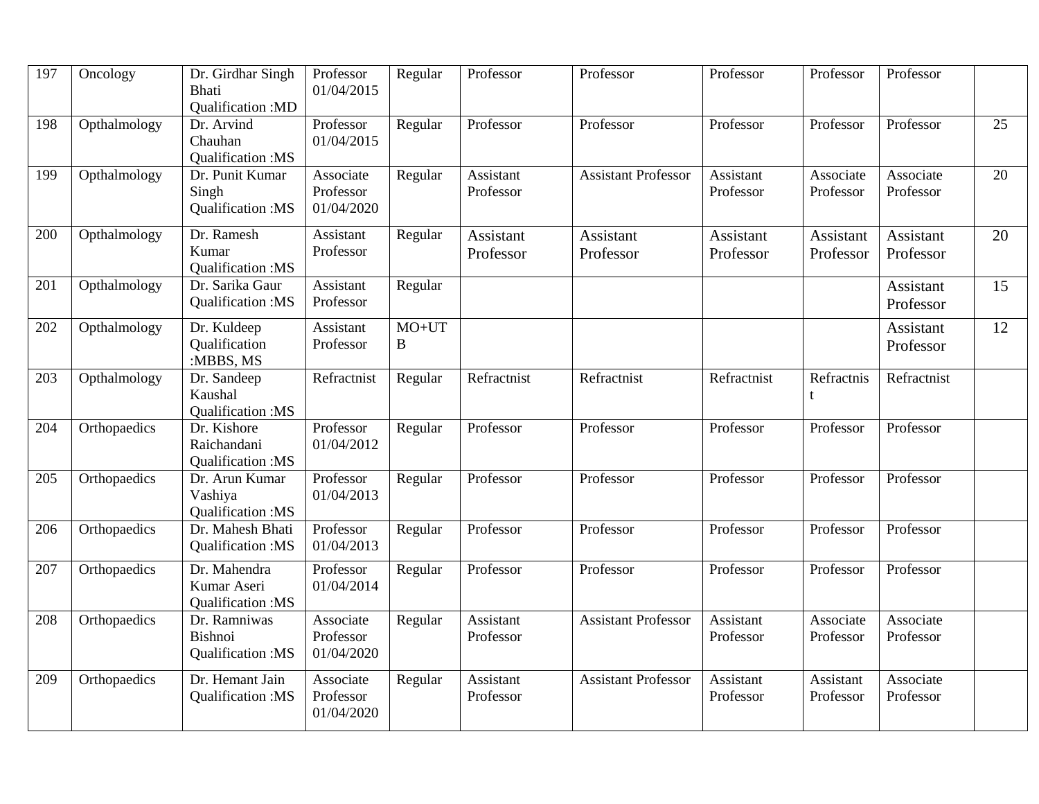| | | | | | | | | | | |
|---|---|---|---|---|---|---|---|---|---|---|
| 197 | Oncology | Dr. Girdhar Singh Bhati Qualification :MD | Professor 01/04/2015 | Regular | Professor | Professor | Professor | Professor | Professor | |
| 198 | Opthalmology | Dr. Arvind Chauhan Qualification :MS | Professor 01/04/2015 | Regular | Professor | Professor | Professor | Professor | Professor | 25 |
| 199 | Opthalmology | Dr. Punit Kumar Singh Qualification :MS | Associate Professor 01/04/2020 | Regular | Assistant Professor | Assistant Professor | Assistant Professor | Associate Professor | Associate Professor | 20 |
| 200 | Opthalmology | Dr. Ramesh Kumar Qualification :MS | Assistant Professor | Regular | Assistant Professor | Assistant Professor | Assistant Professor | Assistant Professor | Assistant Professor | 20 |
| 201 | Opthalmology | Dr. Sarika Gaur Qualification :MS | Assistant Professor | Regular | | | | | Assistant Professor | 15 |
| 202 | Opthalmology | Dr. Kuldeep Qualification :MBBS, MS | Assistant Professor | MO+UTB | | | | | Assistant Professor | 12 |
| 203 | Opthalmology | Dr. Sandeep Kaushal Qualification :MS | Refractnist | Regular | Refractnist | Refractnist | Refractnist | Refractnist | Refractnist | |
| 204 | Orthopaedics | Dr. Kishore Raichandani Qualification :MS | Professor 01/04/2012 | Regular | Professor | Professor | Professor | Professor | Professor | |
| 205 | Orthopaedics | Dr. Arun Kumar Vashiya Qualification :MS | Professor 01/04/2013 | Regular | Professor | Professor | Professor | Professor | Professor | |
| 206 | Orthopaedics | Dr. Mahesh Bhati Qualification :MS | Professor 01/04/2013 | Regular | Professor | Professor | Professor | Professor | Professor | |
| 207 | Orthopaedics | Dr. Mahendra Kumar Aseri Qualification :MS | Professor 01/04/2014 | Regular | Professor | Professor | Professor | Professor | Professor | |
| 208 | Orthopaedics | Dr. Ramniwas Bishnoi Qualification :MS | Associate Professor 01/04/2020 | Regular | Assistant Professor | Assistant Professor | Assistant Professor | Associate Professor | Associate Professor | |
| 209 | Orthopaedics | Dr. Hemant Jain Qualification :MS | Associate Professor 01/04/2020 | Regular | Assistant Professor | Assistant Professor | Assistant Professor | Assistant Professor | Associate Professor | |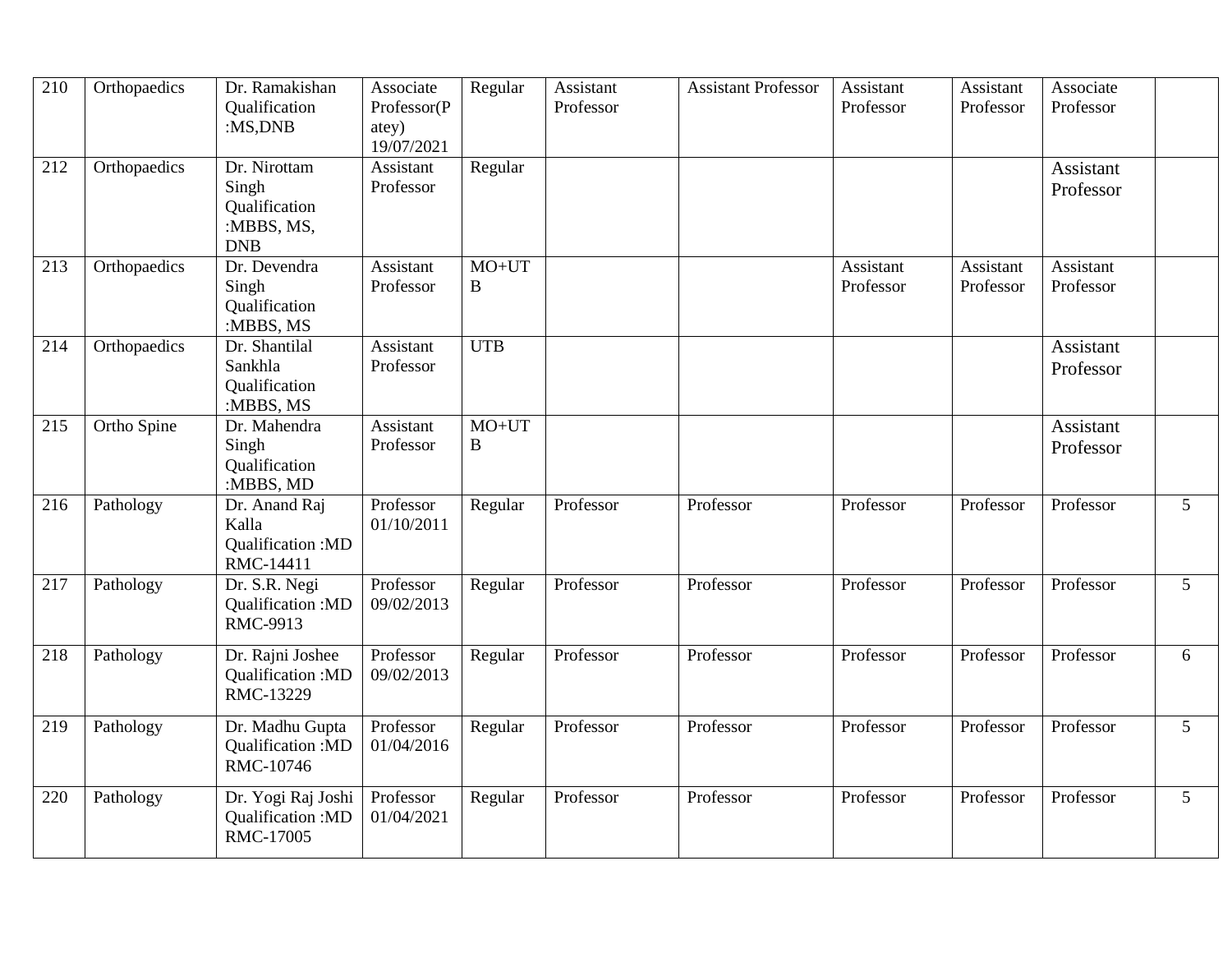| | | | | | | | | | | |
|---|---|---|---|---|---|---|---|---|---|---|
| 210 | Orthopaedics | Dr. Ramakishan Qualification :MS,DNB | Associate Professor(Patey) 19/07/2021 | Regular | Assistant Professor | Assistant Professor | Assistant Professor | Assistant Professor | Associate Professor | |
| 212 | Orthopaedics | Dr. Nirottam Singh Qualification :MBBS, MS, DNB | Assistant Professor | Regular | | | | | Assistant Professor | |
| 213 | Orthopaedics | Dr. Devendra Singh Qualification :MBBS, MS | Assistant Professor | MO+UTB | | | Assistant Professor | Assistant Professor | Assistant Professor | |
| 214 | Orthopaedics | Dr. Shantilal Sankhla Qualification :MBBS, MS | Assistant Professor | UTB | | | | | Assistant Professor | |
| 215 | Ortho Spine | Dr. Mahendra Singh Qualification :MBBS, MD | Assistant Professor | MO+UTB | | | | | Assistant Professor | |
| 216 | Pathology | Dr. Anand Raj Kalla Qualification :MD RMC-14411 | Professor 01/10/2011 | Regular | Professor | Professor | Professor | Professor | Professor | 5 |
| 217 | Pathology | Dr. S.R. Negi Qualification :MD RMC-9913 | Professor 09/02/2013 | Regular | Professor | Professor | Professor | Professor | Professor | 5 |
| 218 | Pathology | Dr. Rajni Joshee Qualification :MD RMC-13229 | Professor 09/02/2013 | Regular | Professor | Professor | Professor | Professor | Professor | 6 |
| 219 | Pathology | Dr. Madhu Gupta Qualification :MD RMC-10746 | Professor 01/04/2016 | Regular | Professor | Professor | Professor | Professor | Professor | 5 |
| 220 | Pathology | Dr. Yogi Raj Joshi Qualification :MD RMC-17005 | Professor 01/04/2021 | Regular | Professor | Professor | Professor | Professor | Professor | 5 |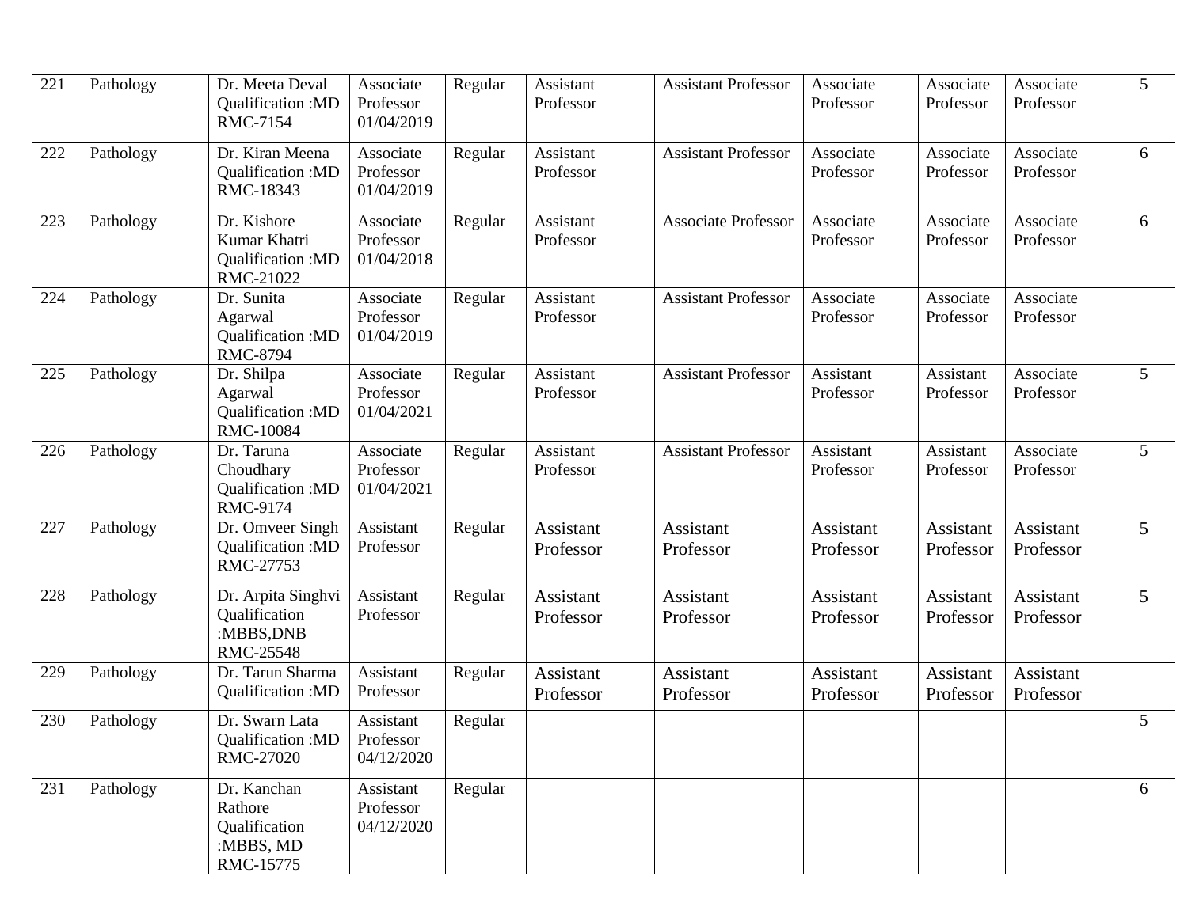| 221 | Pathology | Dr. Meeta Deval Qualification :MD RMC-7154 | Associate Professor 01/04/2019 | Regular | Assistant Professor | Assistant Professor | Associate Professor | Associate Professor | Associate Professor | 5 |
|---|---|---|---|---|---|---|---|---|---|---|
| 222 | Pathology | Dr. Kiran Meena Qualification :MD RMC-18343 | Associate Professor 01/04/2019 | Regular | Assistant Professor | Assistant Professor | Associate Professor | Associate Professor | Associate Professor | 6 |
| 223 | Pathology | Dr. Kishore Kumar Khatri Qualification :MD RMC-21022 | Associate Professor 01/04/2018 | Regular | Assistant Professor | Associate Professor | Associate Professor | Associate Professor | Associate Professor | 6 |
| 224 | Pathology | Dr. Sunita Agarwal Qualification :MD RMC-8794 | Associate Professor 01/04/2019 | Regular | Assistant Professor | Assistant Professor | Associate Professor | Associate Professor | Associate Professor | |
| 225 | Pathology | Dr. Shilpa Agarwal Qualification :MD RMC-10084 | Associate Professor 01/04/2021 | Regular | Assistant Professor | Assistant Professor | Assistant Professor | Assistant Professor | Associate Professor | 5 |
| 226 | Pathology | Dr. Taruna Choudhary Qualification :MD RMC-9174 | Associate Professor 01/04/2021 | Regular | Assistant Professor | Assistant Professor | Assistant Professor | Assistant Professor | Associate Professor | 5 |
| 227 | Pathology | Dr. Omveer Singh Qualification :MD RMC-27753 | Assistant Professor | Regular | Assistant Professor | Assistant Professor | Assistant Professor | Assistant Professor | Assistant Professor | 5 |
| 228 | Pathology | Dr. Arpita Singhvi Qualification :MBBS,DNB RMC-25548 | Assistant Professor | Regular | Assistant Professor | Assistant Professor | Assistant Professor | Assistant Professor | Assistant Professor | 5 |
| 229 | Pathology | Dr. Tarun Sharma Qualification :MD | Assistant Professor | Regular | Assistant Professor | Assistant Professor | Assistant Professor | Assistant Professor | Assistant Professor | |
| 230 | Pathology | Dr. Swarn Lata Qualification :MD RMC-27020 | Assistant Professor 04/12/2020 | Regular | | | | | | 5 |
| 231 | Pathology | Dr. Kanchan Rathore Qualification :MBBS, MD RMC-15775 | Assistant Professor 04/12/2020 | Regular | | | | | | 6 |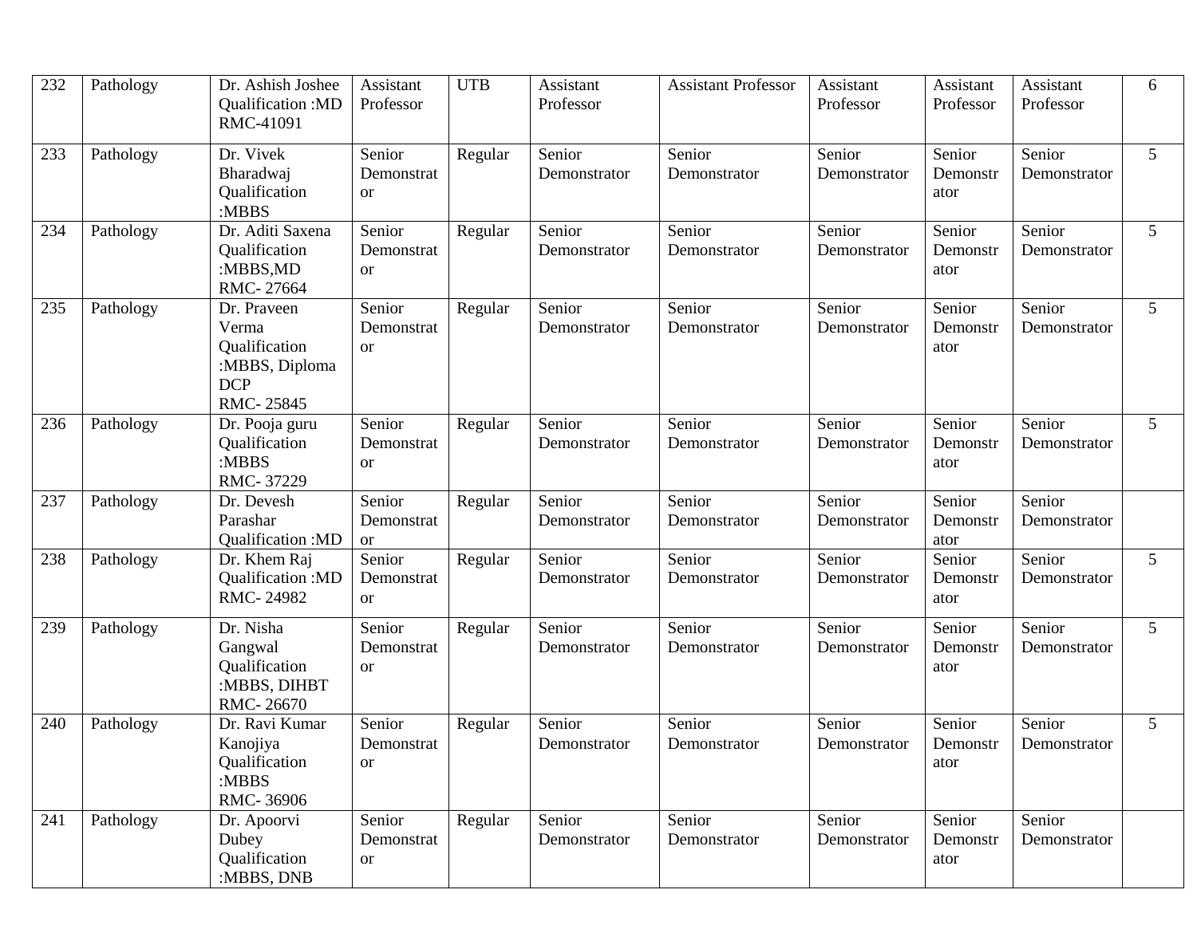| 232 | Pathology | Dr. Ashish Joshee Qualification :MD RMC-41091 | Assistant Professor | UTB | Assistant Professor | Assistant Professor | Assistant Professor | Assistant Professor | Assistant Professor | 6 |
|---|---|---|---|---|---|---|---|---|---|---|
| 233 | Pathology | Dr. Vivek Bharadwaj Qualification :MBBS | Senior Demonstrator | Regular | Senior Demonstrator | Senior Demonstrator | Senior Demonstrator | Senior Demonstrator | Senior Demonstrator | 5 |
| 234 | Pathology | Dr. Aditi Saxena Qualification :MBBS,MD RMC- 27664 | Senior Demonstrator | Regular | Senior Demonstrator | Senior Demonstrator | Senior Demonstrator | Senior Demonstrator | Senior Demonstrator | 5 |
| 235 | Pathology | Dr. Praveen Verma Qualification :MBBS, Diploma DCP RMC- 25845 | Senior Demonstrator | Regular | Senior Demonstrator | Senior Demonstrator | Senior Demonstrator | Senior Demonstrator | Senior Demonstrator | 5 |
| 236 | Pathology | Dr. Pooja guru Qualification :MBBS RMC- 37229 | Senior Demonstrator | Regular | Senior Demonstrator | Senior Demonstrator | Senior Demonstrator | Senior Demonstrator | Senior Demonstrator | 5 |
| 237 | Pathology | Dr. Devesh Parashar Qualification :MD | Senior Demonstrator | Regular | Senior Demonstrator | Senior Demonstrator | Senior Demonstrator | Senior Demonstrator | Senior Demonstrator | |
| 238 | Pathology | Dr. Khem Raj Qualification :MD RMC- 24982 | Senior Demonstrator | Regular | Senior Demonstrator | Senior Demonstrator | Senior Demonstrator | Senior Demonstrator | Senior Demonstrator | 5 |
| 239 | Pathology | Dr. Nisha Gangwal Qualification :MBBS, DIHBT RMC- 26670 | Senior Demonstrator | Regular | Senior Demonstrator | Senior Demonstrator | Senior Demonstrator | Senior Demonstrator | Senior Demonstrator | 5 |
| 240 | Pathology | Dr. Ravi Kumar Kanojiya Qualification :MBBS RMC- 36906 | Senior Demonstrator | Regular | Senior Demonstrator | Senior Demonstrator | Senior Demonstrator | Senior Demonstrator | Senior Demonstrator | 5 |
| 241 | Pathology | Dr. Apoorvi Dubey Qualification :MBBS, DNB | Senior Demonstrator | Regular | Senior Demonstrator | Senior Demonstrator | Senior Demonstrator | Senior Demonstrator | Senior Demonstrator | |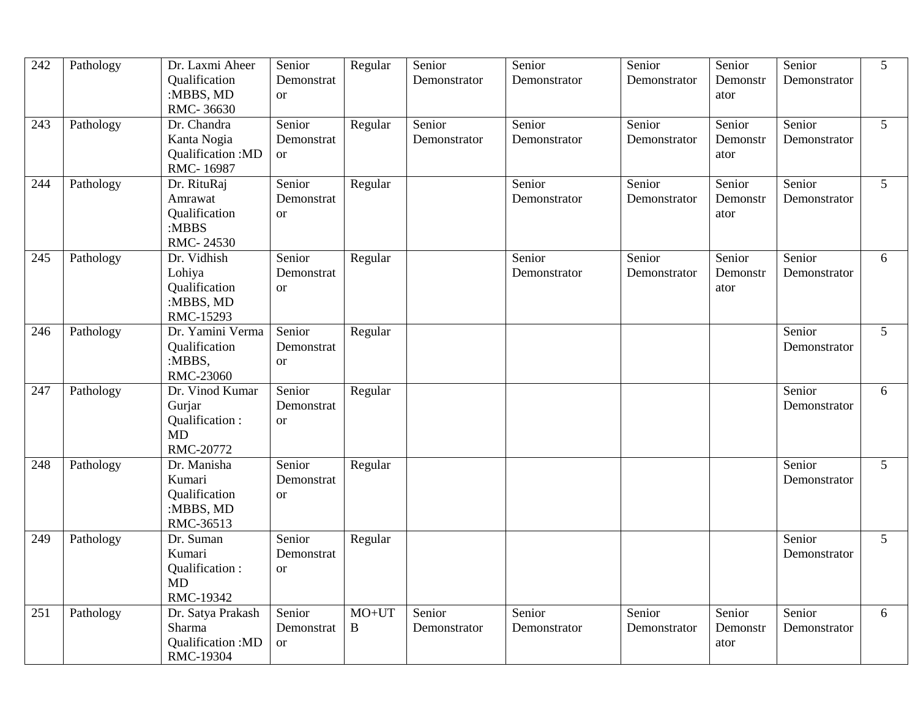| 242 | Pathology | Dr. Laxmi Aheer Qualification :MBBS, MD RMC- 36630 | Senior Demonstrator | Regular | Senior Demonstrator | Senior Demonstrator | Senior Demonstrator | Senior Demonstrator | Senior Demonstrator | 5 |
|---|---|---|---|---|---|---|---|---|---|---|
| 243 | Pathology | Dr. Chandra Kanta Nogia Qualification :MD RMC- 16987 | Senior Demonstrator | Regular | Senior Demonstrator | Senior Demonstrator | Senior Demonstrator | Senior Demonstrator | Senior Demonstrator | 5 |
| 244 | Pathology | Dr. RituRaj Amrawat Qualification :MBBS RMC- 24530 | Senior Demonstrator | Regular | | Senior Demonstrator | Senior Demonstrator | Senior Demonstrator | Senior Demonstrator | 5 |
| 245 | Pathology | Dr. Vidhish Lohiya Qualification :MBBS, MD RMC-15293 | Senior Demonstrator | Regular | | Senior Demonstrator | Senior Demonstrator | Senior Demonstrator | Senior Demonstrator | 6 |
| 246 | Pathology | Dr. Yamini Verma Qualification :MBBS, RMC-23060 | Senior Demonstrator | Regular | | | | | Senior Demonstrator | 5 |
| 247 | Pathology | Dr. Vinod Kumar Gurjar Qualification : MD RMC-20772 | Senior Demonstrator | Regular | | | | | Senior Demonstrator | 6 |
| 248 | Pathology | Dr. Manisha Kumari Qualification :MBBS, MD RMC-36513 | Senior Demonstrator | Regular | | | | | Senior Demonstrator | 5 |
| 249 | Pathology | Dr. Suman Kumari Qualification : MD RMC-19342 | Senior Demonstrator | Regular | | | | | Senior Demonstrator | 5 |
| 251 | Pathology | Dr. Satya Prakash Sharma Qualification :MD RMC-19304 | Senior Demonstrator | MO+UTB | Senior Demonstrator | Senior Demonstrator | Senior Demonstrator | Senior Demonstrator | Senior Demonstrator | 6 |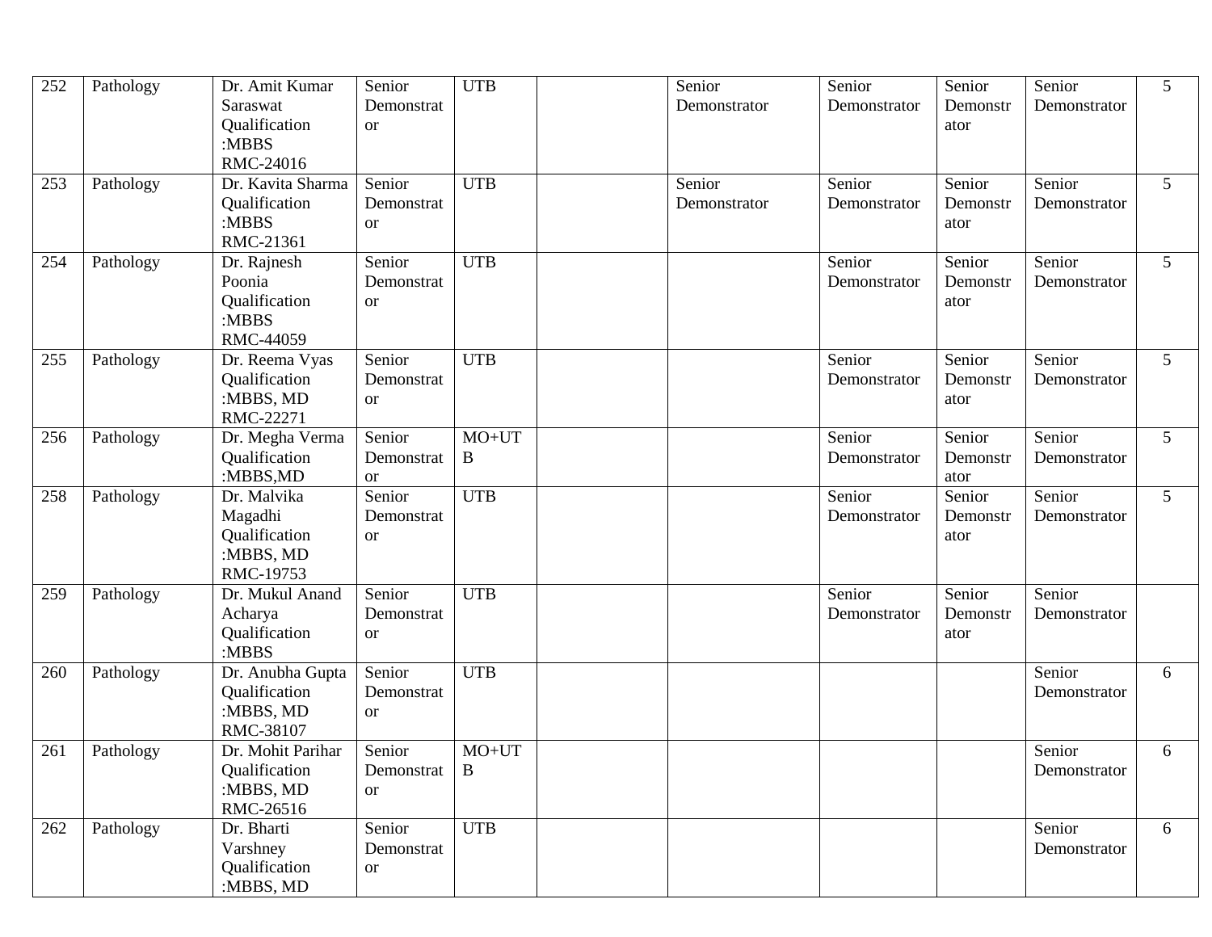| 252 | Pathology | Dr. Amit Kumar Saraswat Qualification :MBBS RMC-24016 | Senior Demonstrator | UTB | | Senior Demonstrator | Senior Demonstrator | Senior Demonstrator | Senior Demonstrator | 5 |
|---|---|---|---|---|---|---|---|---|---|---|
| 253 | Pathology | Dr. Kavita Sharma Qualification :MBBS RMC-21361 | Senior Demonstrator | UTB | | Senior Demonstrator | Senior Demonstrator | Senior Demonstrator | Senior Demonstrator | 5 |
| 254 | Pathology | Dr. Rajnesh Poonia Qualification :MBBS RMC-44059 | Senior Demonstrator | UTB | | | Senior Demonstrator | Senior Demonstrator | Senior Demonstrator | 5 |
| 255 | Pathology | Dr. Reema Vyas Qualification :MBBS, MD RMC-22271 | Senior Demonstrator | UTB | | | Senior Demonstrator | Senior Demonstrator | Senior Demonstrator | 5 |
| 256 | Pathology | Dr. Megha Verma Qualification :MBBS,MD | Senior Demonstrator | MO+UTB | | | Senior Demonstrator | Senior Demonstrator | Senior Demonstrator | 5 |
| 258 | Pathology | Dr. Malvika Magadhi Qualification :MBBS, MD RMC-19753 | Senior Demonstrator | UTB | | | Senior Demonstrator | Senior Demonstrator | Senior Demonstrator | 5 |
| 259 | Pathology | Dr. Mukul Anand Acharya Qualification :MBBS | Senior Demonstrator | UTB | | | Senior Demonstrator | Senior Demonstrator | Senior Demonstrator | |
| 260 | Pathology | Dr. Anubha Gupta Qualification :MBBS, MD RMC-38107 | Senior Demonstrator | UTB | | | | | Senior Demonstrator | 6 |
| 261 | Pathology | Dr. Mohit Parihar Qualification :MBBS, MD RMC-26516 | Senior Demonstrator | MO+UTB | | | | | Senior Demonstrator | 6 |
| 262 | Pathology | Dr. Bharti Varshney Qualification :MBBS, MD | Senior Demonstrator | UTB | | | | | Senior Demonstrator | 6 |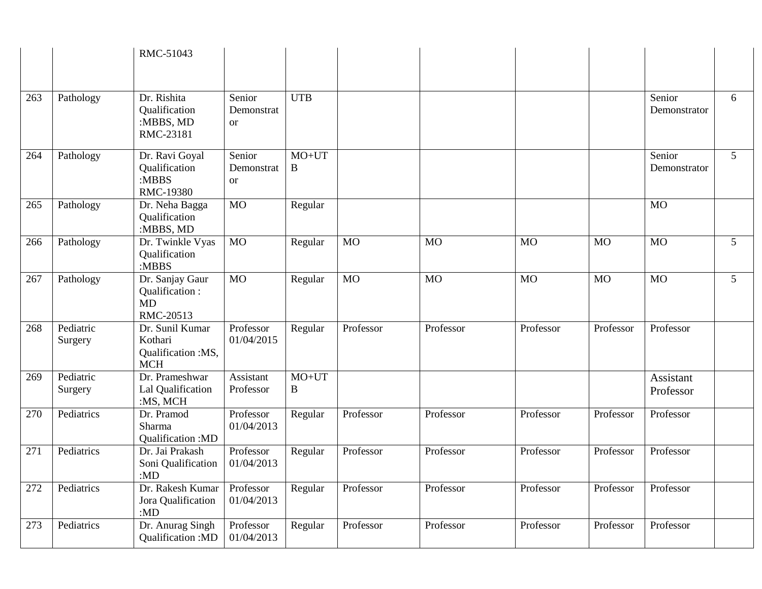| | | | | | | | | | | |
|---|---|---|---|---|---|---|---|---|---|---|
| | | RMC-51043 | | | | | | | | |
| 263 | Pathology | Dr. Rishita Qualification :MBBS, MD RMC-23181 | Senior Demonstrator | UTB | | | | | Senior Demonstrator | 6 |
| 264 | Pathology | Dr. Ravi Goyal Qualification :MBBS RMC-19380 | Senior Demonstrator | MO+UTB | | | | | Senior Demonstrator | 5 |
| 265 | Pathology | Dr. Neha Bagga Qualification :MBBS, MD | MO | Regular | | | | | MO | |
| 266 | Pathology | Dr. Twinkle Vyas Qualification :MBBS | MO | Regular | MO | MO | MO | MO | MO | 5 |
| 267 | Pathology | Dr. Sanjay Gaur Qualification : MD RMC-20513 | MO | Regular | MO | MO | MO | MO | MO | 5 |
| 268 | Pediatric Surgery | Dr. Sunil Kumar Kothari Qualification :MS, MCH | Professor 01/04/2015 | Regular | Professor | Professor | Professor | Professor | Professor | |
| 269 | Pediatric Surgery | Dr. Prameshwar Lal Qualification :MS, MCH | Assistant Professor | MO+UTB | | | | | Assistant Professor | |
| 270 | Pediatrics | Dr. Pramod Sharma Qualification :MD | Professor 01/04/2013 | Regular | Professor | Professor | Professor | Professor | Professor | |
| 271 | Pediatrics | Dr. Jai Prakash Soni Qualification :MD | Professor 01/04/2013 | Regular | Professor | Professor | Professor | Professor | Professor | |
| 272 | Pediatrics | Dr. Rakesh Kumar Jora Qualification :MD | Professor 01/04/2013 | Regular | Professor | Professor | Professor | Professor | Professor | |
| 273 | Pediatrics | Dr. Anurag Singh Qualification :MD | Professor 01/04/2013 | Regular | Professor | Professor | Professor | Professor | Professor | |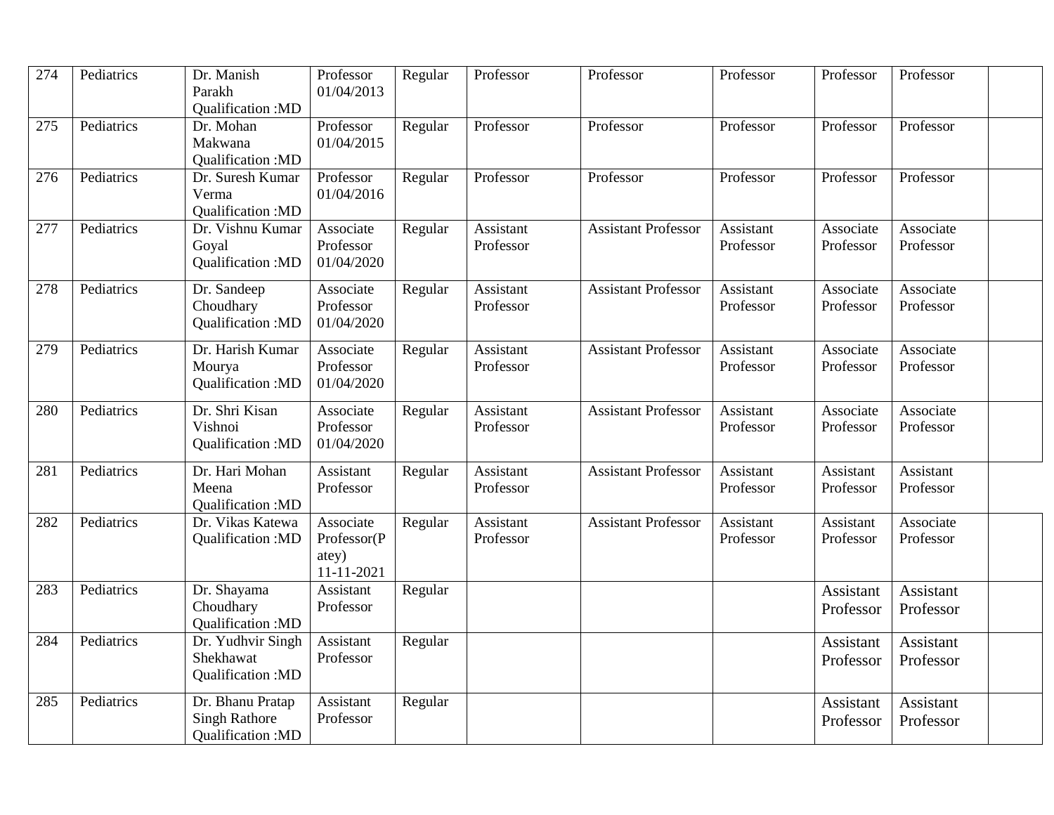| 274 | Pediatrics | Dr. Manish Parakh Qualification :MD | Professor 01/04/2013 | Regular | Professor | Professor | Professor | Professor | Professor | |
|---|---|---|---|---|---|---|---|---|---|---|
| 275 | Pediatrics | Dr. Mohan Makwana Qualification :MD | Professor 01/04/2015 | Regular | Professor | Professor | Professor | Professor | Professor | |
| 276 | Pediatrics | Dr. Suresh Kumar Verma Qualification :MD | Professor 01/04/2016 | Regular | Professor | Professor | Professor | Professor | Professor | |
| 277 | Pediatrics | Dr. Vishnu Kumar Goyal Qualification :MD | Associate Professor 01/04/2020 | Regular | Assistant Professor | Assistant Professor | Assistant Professor | Associate Professor | Associate Professor | |
| 278 | Pediatrics | Dr. Sandeep Choudhary Qualification :MD | Associate Professor 01/04/2020 | Regular | Assistant Professor | Assistant Professor | Assistant Professor | Associate Professor | Associate Professor | |
| 279 | Pediatrics | Dr. Harish Kumar Mourya Qualification :MD | Associate Professor 01/04/2020 | Regular | Assistant Professor | Assistant Professor | Assistant Professor | Associate Professor | Associate Professor | |
| 280 | Pediatrics | Dr. Shri Kisan Vishnoi Qualification :MD | Associate Professor 01/04/2020 | Regular | Assistant Professor | Assistant Professor | Assistant Professor | Associate Professor | Associate Professor | |
| 281 | Pediatrics | Dr. Hari Mohan Meena Qualification :MD | Assistant Professor | Regular | Assistant Professor | Assistant Professor | Assistant Professor | Assistant Professor | Assistant Professor | |
| 282 | Pediatrics | Dr. Vikas Katewa Qualification :MD | Associate Professor(Patey) 11-11-2021 | Regular | Assistant Professor | Assistant Professor | Assistant Professor | Assistant Professor | Associate Professor | |
| 283 | Pediatrics | Dr. Shayama Choudhary Qualification :MD | Assistant Professor | Regular | | | | Assistant Professor | Assistant Professor | |
| 284 | Pediatrics | Dr. Yudhvir Singh Shekhawat Qualification :MD | Assistant Professor | Regular | | | | Assistant Professor | Assistant Professor | |
| 285 | Pediatrics | Dr. Bhanu Pratap Singh Rathore Qualification :MD | Assistant Professor | Regular | | | | Assistant Professor | Assistant Professor | |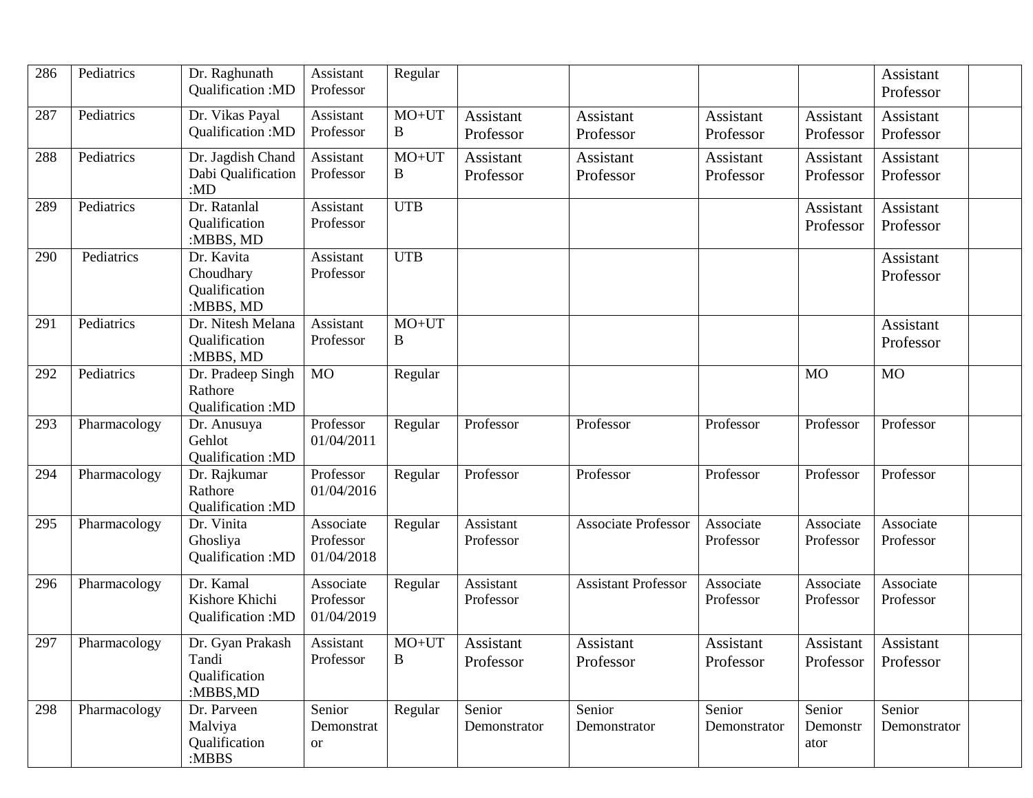| 286 | Pediatrics | Dr. Raghunath Qualification :MD | Assistant Professor | Regular | | | | | Assistant Professor | |
|---|---|---|---|---|---|---|---|---|---|---|
| 287 | Pediatrics | Dr. Vikas Payal Qualification :MD | Assistant Professor | MO+UTB | Assistant Professor | Assistant Professor | Assistant Professor | Assistant Professor | Assistant Professor | |
| 288 | Pediatrics | Dr. Jagdish Chand Dabi Qualification :MD | Assistant Professor | MO+UTB | Assistant Professor | Assistant Professor | Assistant Professor | Assistant Professor | Assistant Professor | |
| 289 | Pediatrics | Dr. Ratanlal Qualification :MBBS, MD | Assistant Professor | UTB | | | | Assistant Professor | Assistant Professor | |
| 290 | Pediatrics | Dr. Kavita Choudhary Qualification :MBBS, MD | Assistant Professor | UTB | | | | | Assistant Professor | |
| 291 | Pediatrics | Dr. Nitesh Melana Qualification :MBBS, MD | Assistant Professor | MO+UTB | | | | | Assistant Professor | |
| 292 | Pediatrics | Dr. Pradeep Singh Rathore Qualification :MD | MO | Regular | | | | MO | MO | |
| 293 | Pharmacology | Dr. Anusuya Gehlot Qualification :MD | Professor 01/04/2011 | Regular | Professor | Professor | Professor | Professor | Professor | |
| 294 | Pharmacology | Dr. Rajkumar Rathore Qualification :MD | Professor 01/04/2016 | Regular | Professor | Professor | Professor | Professor | Professor | |
| 295 | Pharmacology | Dr. Vinita Ghosliya Qualification :MD | Associate Professor 01/04/2018 | Regular | Assistant Professor | Associate Professor | Associate Professor | Associate Professor | Associate Professor | |
| 296 | Pharmacology | Dr. Kamal Kishore Khichi Qualification :MD | Associate Professor 01/04/2019 | Regular | Assistant Professor | Assistant Professor | Associate Professor | Associate Professor | Associate Professor | |
| 297 | Pharmacology | Dr. Gyan Prakash Tandi Qualification :MBBS,MD | Assistant Professor | MO+UTB | Assistant Professor | Assistant Professor | Assistant Professor | Assistant Professor | Assistant Professor | |
| 298 | Pharmacology | Dr. Parveen Malviya Qualification :MBBS | Senior Demonstrator | Regular | Senior Demonstrator | Senior Demonstrator | Senior Demonstrator | Senior Demonstrator | Senior Demonstrator | |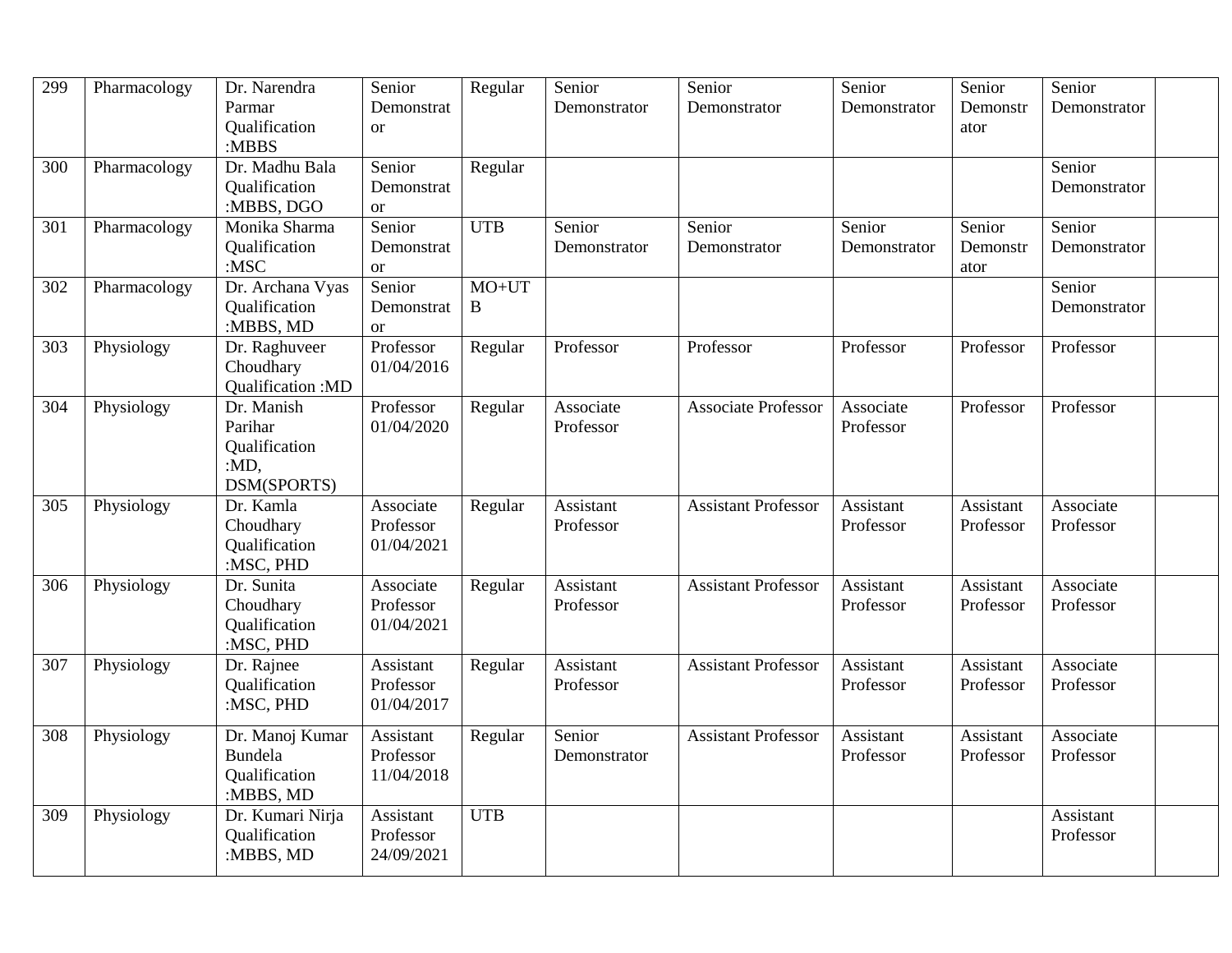| 299 | Pharmacology | Dr. Narendra Parmar Qualification :MBBS | Senior Demonstrator | Regular | Senior Demonstrator | Senior Demonstrator | Senior Demonstrator | Senior Demonstrator | Senior Demonstrator | |
|---|---|---|---|---|---|---|---|---|---|---|
| 300 | Pharmacology | Dr. Madhu Bala Qualification :MBBS, DGO | Senior Demonstrator | Regular | | | | | Senior Demonstrator | |
| 301 | Pharmacology | Monika Sharma Qualification :MSC | Senior Demonstrator | UTB | Senior Demonstrator | Senior Demonstrator | Senior Demonstrator | Senior Demonstrator | Senior Demonstrator | |
| 302 | Pharmacology | Dr. Archana Vyas Qualification :MBBS, MD | Senior Demonstrator | MO+UTB | | | | | Senior Demonstrator | |
| 303 | Physiology | Dr. Raghuveer Choudhary Qualification :MD | Professor 01/04/2016 | Regular | Professor | Professor | Professor | Professor | Professor | |
| 304 | Physiology | Dr. Manish Parihar Qualification :MD, DSM(SPORTS) | Professor 01/04/2020 | Regular | Associate Professor | Associate Professor | Associate Professor | Professor | Professor | |
| 305 | Physiology | Dr. Kamla Choudhary Qualification :MSC, PHD | Associate Professor 01/04/2021 | Regular | Assistant Professor | Assistant Professor | Assistant Professor | Assistant Professor | Associate Professor | |
| 306 | Physiology | Dr. Sunita Choudhary Qualification :MSC, PHD | Associate Professor 01/04/2021 | Regular | Assistant Professor | Assistant Professor | Assistant Professor | Assistant Professor | Associate Professor | |
| 307 | Physiology | Dr. Rajnee Qualification :MSC, PHD | Assistant Professor 01/04/2017 | Regular | Assistant Professor | Assistant Professor | Assistant Professor | Assistant Professor | Associate Professor | |
| 308 | Physiology | Dr. Manoj Kumar Bundela Qualification :MBBS, MD | Assistant Professor 11/04/2018 | Regular | Senior Demonstrator | Assistant Professor | Assistant Professor | Assistant Professor | Associate Professor | |
| 309 | Physiology | Dr. Kumari Nirja Qualification :MBBS, MD | Assistant Professor 24/09/2021 | UTB | | | | | Assistant Professor | |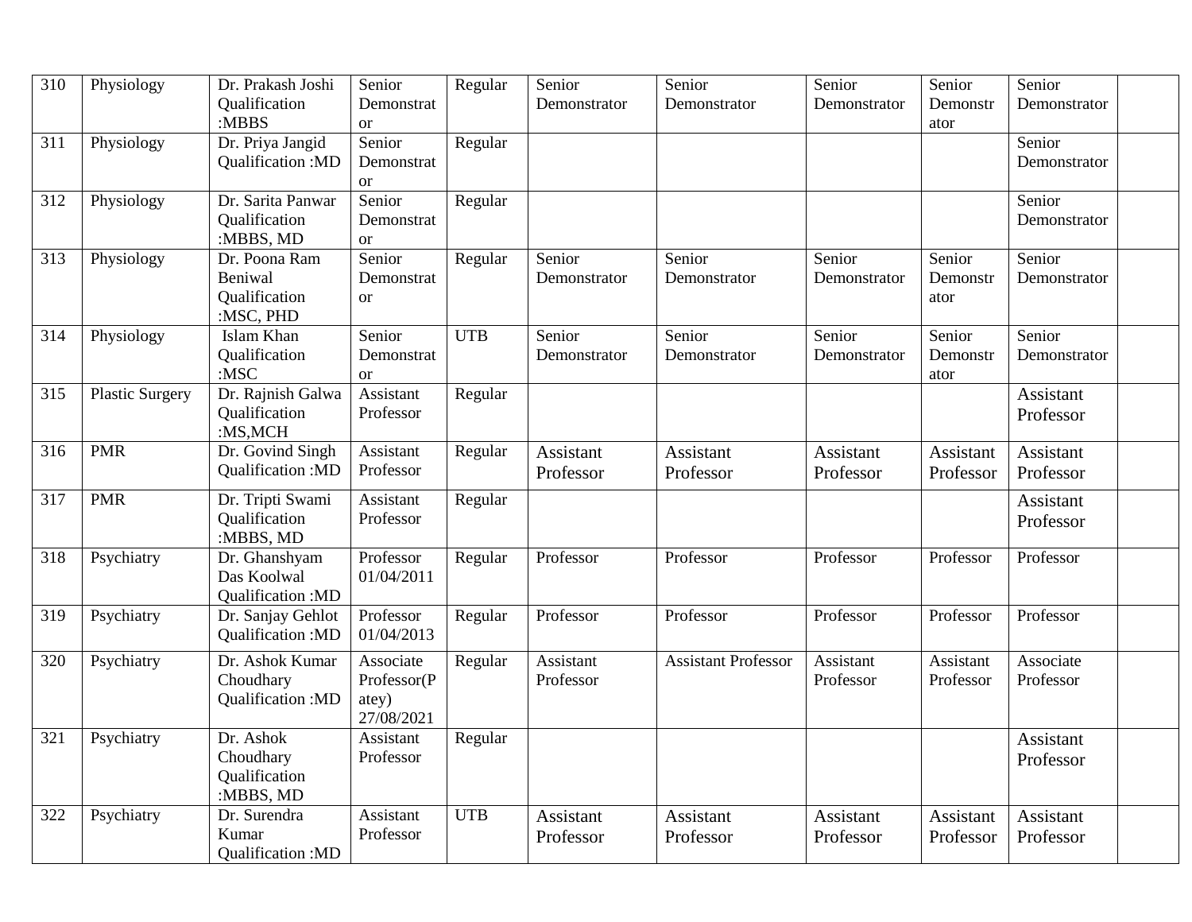| | | | | | | | | | | |
|---|---|---|---|---|---|---|---|---|---|---|
| 310 | Physiology | Dr. Prakash Joshi Qualification :MBBS | Senior Demonstrator | Regular | Senior Demonstrator | Senior Demonstrator | Senior Demonstrator | Senior Demonstrator | Senior Demonstrator | |
| 311 | Physiology | Dr. Priya Jangid Qualification :MD | Senior Demonstrator | Regular | | | | | Senior Demonstrator | |
| 312 | Physiology | Dr. Sarita Panwar Qualification :MBBS, MD | Senior Demonstrator | Regular | | | | | Senior Demonstrator | |
| 313 | Physiology | Dr. Poona Ram Beniwal Qualification :MSC, PHD | Senior Demonstrator | Regular | Senior Demonstrator | Senior Demonstrator | Senior Demonstrator | Senior Demonstrator | Senior Demonstrator | |
| 314 | Physiology | Islam Khan Qualification :MSC | Senior Demonstrator | UTB | Senior Demonstrator | Senior Demonstrator | Senior Demonstrator | Senior Demonstrator | Senior Demonstrator | |
| 315 | Plastic Surgery | Dr. Rajnish Galwa Qualification :MS,MCH | Assistant Professor | Regular | | | | | Assistant Professor | |
| 316 | PMR | Dr. Govind Singh Qualification :MD | Assistant Professor | Regular | Assistant Professor | Assistant Professor | Assistant Professor | Assistant Professor | Assistant Professor | |
| 317 | PMR | Dr. Tripti Swami Qualification :MBBS, MD | Assistant Professor | Regular | | | | | Assistant Professor | |
| 318 | Psychiatry | Dr. Ghanshyam Das Koolwal Qualification :MD | Professor 01/04/2011 | Regular | Professor | Professor | Professor | Professor | Professor | |
| 319 | Psychiatry | Dr. Sanjay Gehlot Qualification :MD | Professor 01/04/2013 | Regular | Professor | Professor | Professor | Professor | Professor | |
| 320 | Psychiatry | Dr. Ashok Kumar Choudhary Qualification :MD | Associate Professor(Patey) 27/08/2021 | Regular | Assistant Professor | Assistant Professor | Assistant Professor | Assistant Professor | Associate Professor | |
| 321 | Psychiatry | Dr. Ashok Choudhary Qualification :MBBS, MD | Assistant Professor | Regular | | | | | Assistant Professor | |
| 322 | Psychiatry | Dr. Surendra Kumar Qualification :MD | Assistant Professor | UTB | Assistant Professor | Assistant Professor | Assistant Professor | Assistant Professor | Assistant Professor | |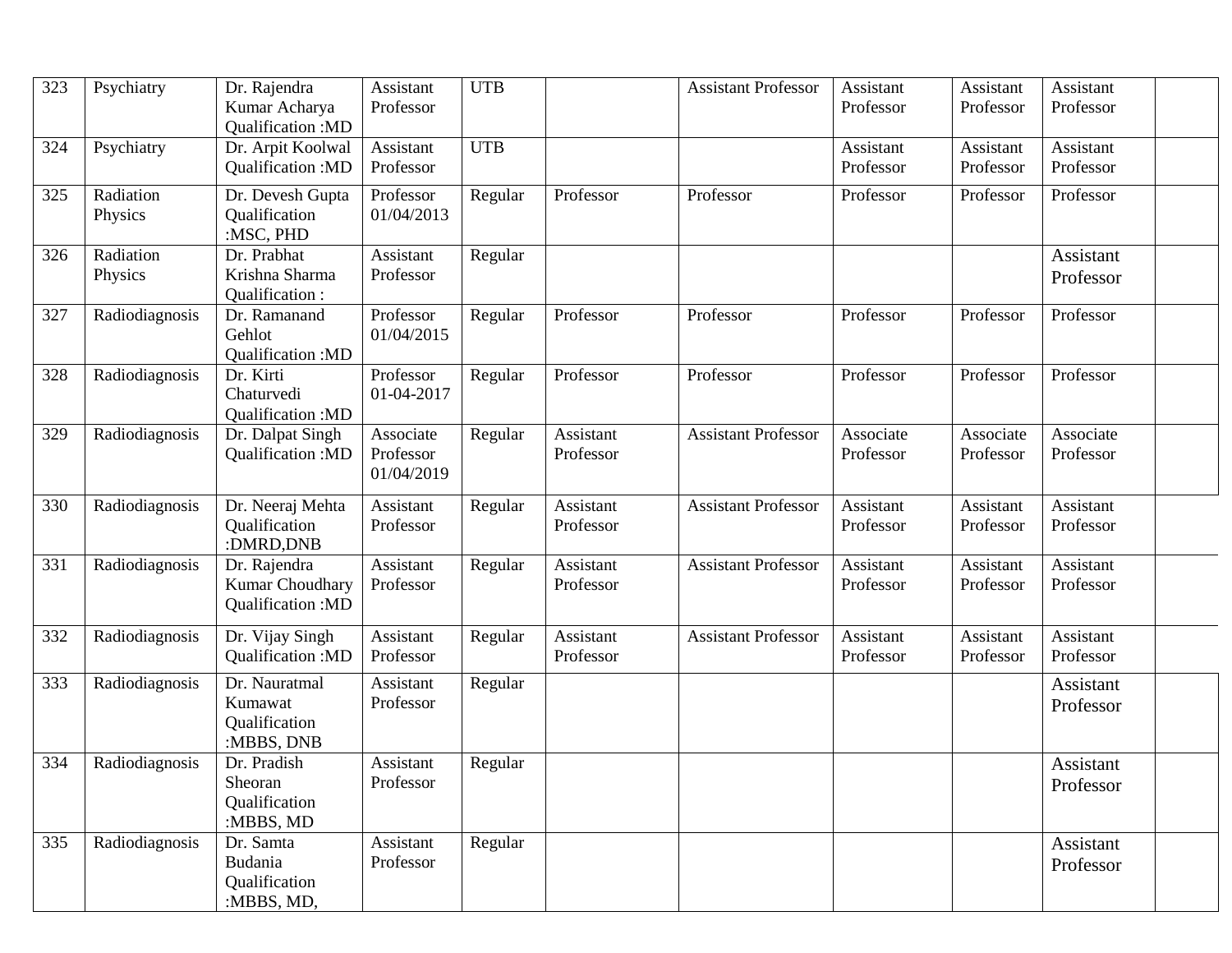| 323 | Psychiatry | Dr. Rajendra Kumar Acharya Qualification :MD | Assistant Professor | UTB | | Assistant Professor | Assistant Professor | Assistant Professor | Assistant Professor | |
|---|---|---|---|---|---|---|---|---|---|---|
| 324 | Psychiatry | Dr. Arpit Koolwal Qualification :MD | Assistant Professor | UTB | | | Assistant Professor | Assistant Professor | Assistant Professor | |
| 325 | Radiation Physics | Dr. Devesh Gupta Qualification :MSC, PHD | Professor 01/04/2013 | Regular | Professor | Professor | Professor | Professor | Professor | |
| 326 | Radiation Physics | Dr. Prabhat Krishna Sharma Qualification : | Assistant Professor | Regular | | | | | Assistant Professor | |
| 327 | Radiodiagnosis | Dr. Ramanand Gehlot Qualification :MD | Professor 01/04/2015 | Regular | Professor | Professor | Professor | Professor | Professor | |
| 328 | Radiodiagnosis | Dr. Kirti Chaturvedi Qualification :MD | Professor 01-04-2017 | Regular | Professor | Professor | Professor | Professor | Professor | |
| 329 | Radiodiagnosis | Dr. Dalpat Singh Qualification :MD | Associate Professor 01/04/2019 | Regular | Assistant Professor | Assistant Professor | Associate Professor | Associate Professor | Associate Professor | |
| 330 | Radiodiagnosis | Dr. Neeraj Mehta Qualification :DMRD,DNB | Assistant Professor | Regular | Assistant Professor | Assistant Professor | Assistant Professor | Assistant Professor | Assistant Professor | |
| 331 | Radiodiagnosis | Dr. Rajendra Kumar Choudhary Qualification :MD | Assistant Professor | Regular | Assistant Professor | Assistant Professor | Assistant Professor | Assistant Professor | Assistant Professor | |
| 332 | Radiodiagnosis | Dr. Vijay Singh Qualification :MD | Assistant Professor | Regular | Assistant Professor | Assistant Professor | Assistant Professor | Assistant Professor | Assistant Professor | |
| 333 | Radiodiagnosis | Dr. Nauratmal Kumawat Qualification :MBBS, DNB | Assistant Professor | Regular | | | | | Assistant Professor | |
| 334 | Radiodiagnosis | Dr. Pradish Sheoran Qualification :MBBS, MD | Assistant Professor | Regular | | | | | Assistant Professor | |
| 335 | Radiodiagnosis | Dr. Samta Budania Qualification :MBBS, MD, | Assistant Professor | Regular | | | | | Assistant Professor | |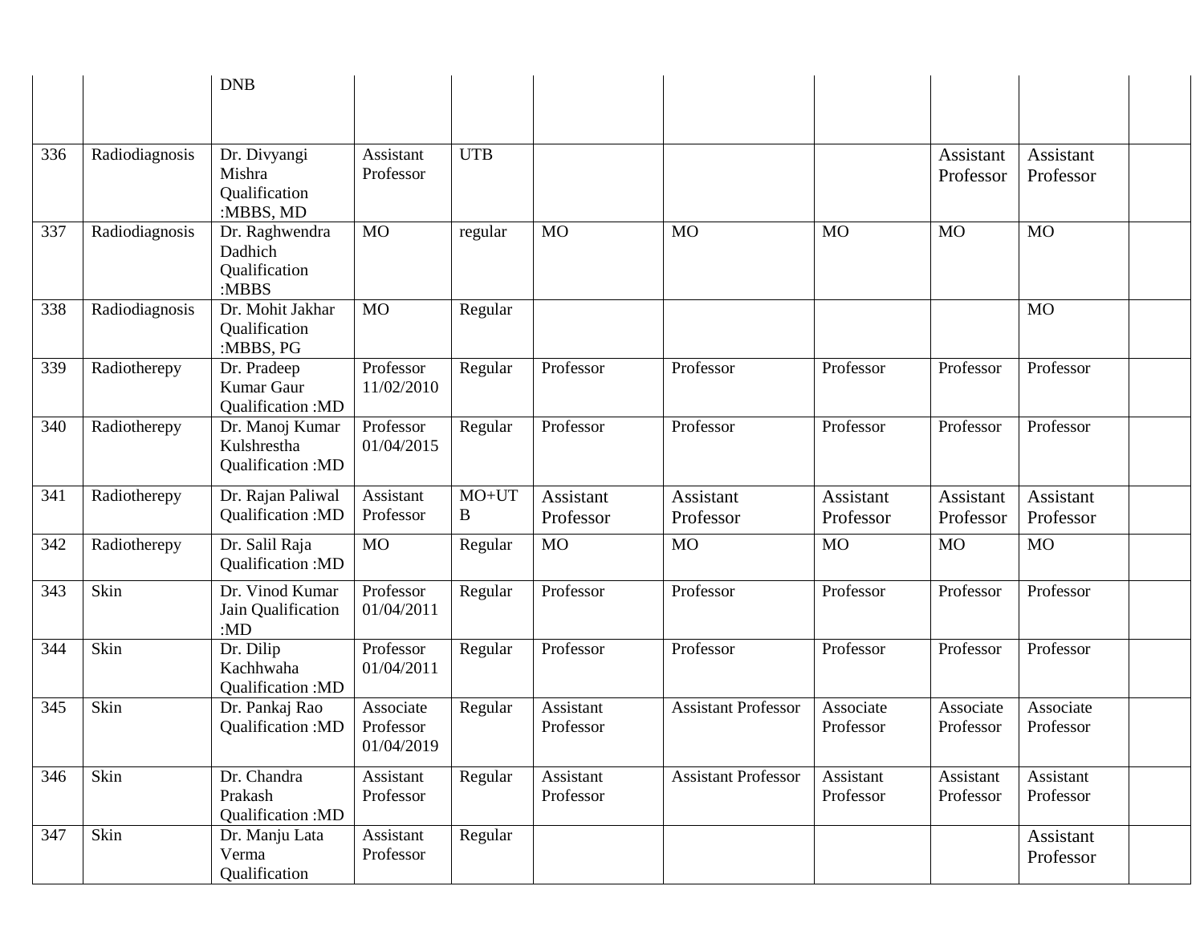| | | | | | | | | | | |
|---|---|---|---|---|---|---|---|---|---|---|
| | | DNB | | | | | | | | |
| 336 | Radiodiagnosis | Dr. Divyangi Mishra Qualification :MBBS, MD | Assistant Professor | UTB | | | | Assistant Professor | Assistant Professor | |
| 337 | Radiodiagnosis | Dr. Raghwendra Dadhich Qualification :MBBS | MO | regular | MO | MO | MO | MO | MO | |
| 338 | Radiodiagnosis | Dr. Mohit Jakhar Qualification :MBBS, PG | MO | Regular | | | | | MO | |
| 339 | Radiotherepy | Dr. Pradeep Kumar Gaur Qualification :MD | Professor 11/02/2010 | Regular | Professor | Professor | Professor | Professor | Professor | |
| 340 | Radiotherepy | Dr. Manoj Kumar Kulshrestha Qualification :MD | Professor 01/04/2015 | Regular | Professor | Professor | Professor | Professor | Professor | |
| 341 | Radiotherepy | Dr. Rajan Paliwal Qualification :MD | Assistant Professor | MO+UTB | Assistant Professor | Assistant Professor | Assistant Professor | Assistant Professor | Assistant Professor | |
| 342 | Radiotherepy | Dr. Salil Raja Qualification :MD | MO | Regular | MO | MO | MO | MO | MO | |
| 343 | Skin | Dr. Vinod Kumar Jain Qualification :MD | Professor 01/04/2011 | Regular | Professor | Professor | Professor | Professor | Professor | |
| 344 | Skin | Dr. Dilip Kachhwaha Qualification :MD | Professor 01/04/2011 | Regular | Professor | Professor | Professor | Professor | Professor | |
| 345 | Skin | Dr. Pankaj Rao Qualification :MD | Associate Professor 01/04/2019 | Regular | Assistant Professor | Assistant Professor | Associate Professor | Associate Professor | Associate Professor | |
| 346 | Skin | Dr. Chandra Prakash Qualification :MD | Assistant Professor | Regular | Assistant Professor | Assistant Professor | Assistant Professor | Assistant Professor | Assistant Professor | |
| 347 | Skin | Dr. Manju Lata Verma Qualification | Assistant Professor | Regular | | | | | Assistant Professor | |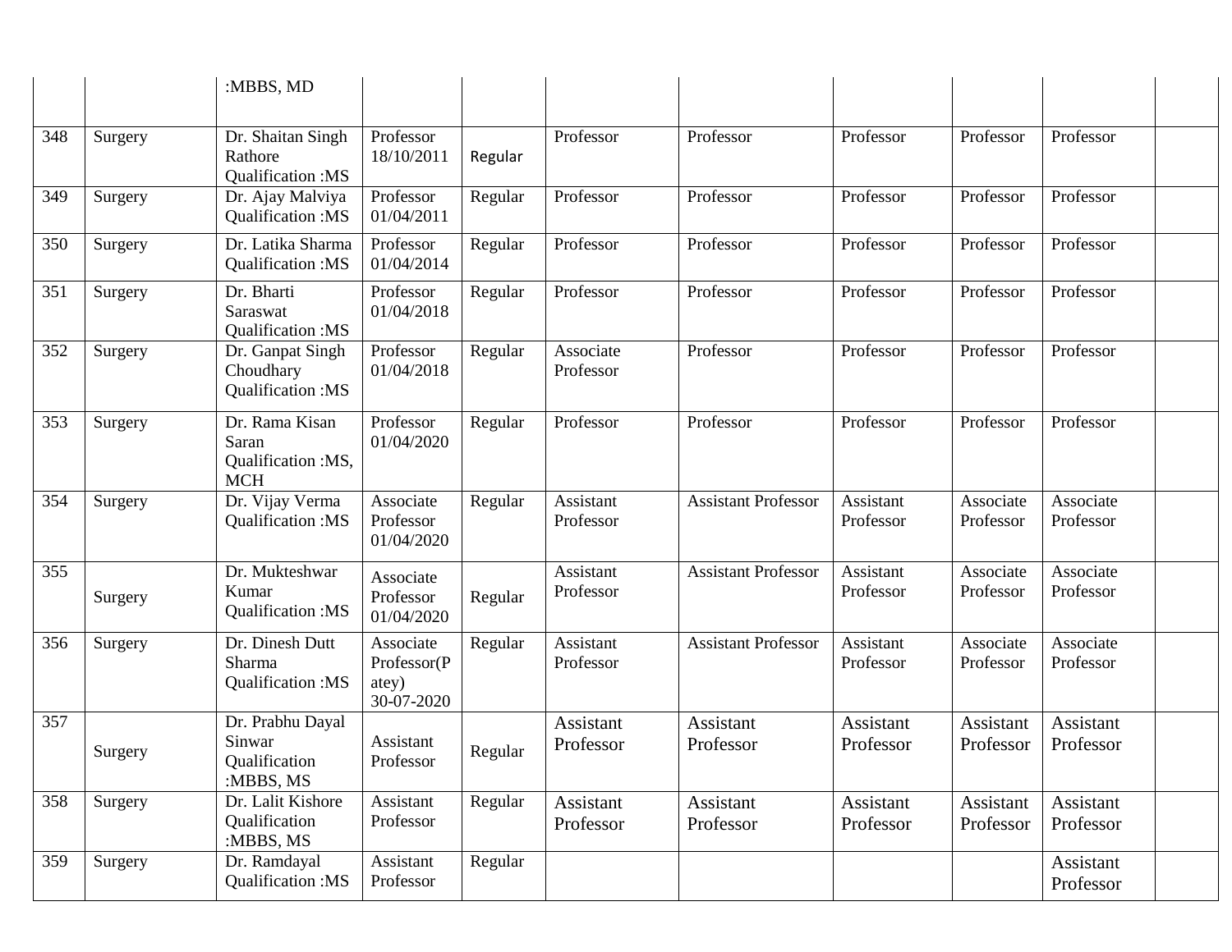| | | :MBBS, MD | | | | | | | | |
|---|---|---|---|---|---|---|---|---|---|---|
| 348 | Surgery | Dr. Shaitan Singh Rathore Qualification :MS | Professor 18/10/2011 | Regular | Professor | Professor | Professor | Professor | Professor | |
| 349 | Surgery | Dr. Ajay Malviya Qualification :MS | Professor 01/04/2011 | Regular | Professor | Professor | Professor | Professor | Professor | |
| 350 | Surgery | Dr. Latika Sharma Qualification :MS | Professor 01/04/2014 | Regular | Professor | Professor | Professor | Professor | Professor | |
| 351 | Surgery | Dr. Bharti Saraswat Qualification :MS | Professor 01/04/2018 | Regular | Professor | Professor | Professor | Professor | Professor | |
| 352 | Surgery | Dr. Ganpat Singh Choudhary Qualification :MS | Professor 01/04/2018 | Regular | Associate Professor | Professor | Professor | Professor | Professor | |
| 353 | Surgery | Dr. Rama Kisan Saran Qualification :MS, MCH | Professor 01/04/2020 | Regular | Professor | Professor | Professor | Professor | Professor | |
| 354 | Surgery | Dr. Vijay Verma Qualification :MS | Associate Professor 01/04/2020 | Regular | Assistant Professor | Assistant Professor | Assistant Professor | Associate Professor | Associate Professor | |
| 355 | Surgery | Dr. Mukteshwar Kumar Qualification :MS | Associate Professor 01/04/2020 | Regular | Assistant Professor | Assistant Professor | Assistant Professor | Associate Professor | Associate Professor | |
| 356 | Surgery | Dr. Dinesh Dutt Sharma Qualification :MS | Associate Professor(Patey) 30-07-2020 | Regular | Assistant Professor | Assistant Professor | Assistant Professor | Associate Professor | Associate Professor | |
| 357 | Surgery | Dr. Prabhu Dayal Sinwar Qualification :MBBS, MS | Assistant Professor | Regular | Assistant Professor | Assistant Professor | Assistant Professor | Assistant Professor | Assistant Professor | |
| 358 | Surgery | Dr. Lalit Kishore Qualification :MBBS, MS | Assistant Professor | Regular | Assistant Professor | Assistant Professor | Assistant Professor | Assistant Professor | Assistant Professor | |
| 359 | Surgery | Dr. Ramdayal Qualification :MS | Assistant Professor | Regular | | | | | Assistant Professor | |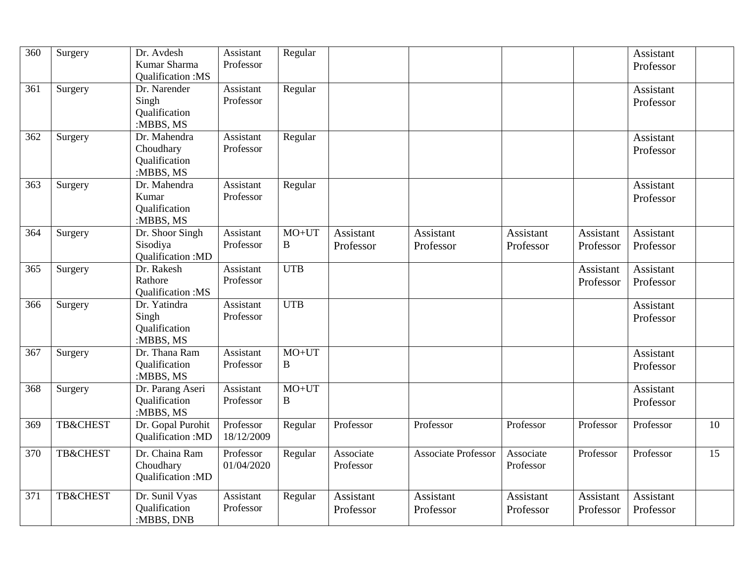| 360 | Surgery | Dr. Avdesh Kumar Sharma Qualification :MS | Assistant Professor | Regular | | | | | Assistant Professor | |
|---|---|---|---|---|---|---|---|---|---|---|
| 361 | Surgery | Dr. Narender Singh Qualification :MBBS, MS | Assistant Professor | Regular | | | | | Assistant Professor | |
| 362 | Surgery | Dr. Mahendra Choudhary Qualification :MBBS, MS | Assistant Professor | Regular | | | | | Assistant Professor | |
| 363 | Surgery | Dr. Mahendra Kumar Qualification :MBBS, MS | Assistant Professor | Regular | | | | | Assistant Professor | |
| 364 | Surgery | Dr. Shoor Singh Sisodiya Qualification :MD | Assistant Professor | MO+UTB | Assistant Professor | Assistant Professor | Assistant Professor | Assistant Professor | Assistant Professor | |
| 365 | Surgery | Dr. Rakesh Rathore Qualification :MS | Assistant Professor | UTB | | | | Assistant Professor | Assistant Professor | |
| 366 | Surgery | Dr. Yatindra Singh Qualification :MBBS, MS | Assistant Professor | UTB | | | | | Assistant Professor | |
| 367 | Surgery | Dr. Thana Ram Qualification :MBBS, MS | Assistant Professor | MO+UTB | | | | | Assistant Professor | |
| 368 | Surgery | Dr. Parang Aseri Qualification :MBBS, MS | Assistant Professor | MO+UTB | | | | | Assistant Professor | |
| 369 | TB&CHEST | Dr. Gopal Purohit Qualification :MD | Professor 18/12/2009 | Regular | Professor | Professor | Professor | Professor | Professor | 10 |
| 370 | TB&CHEST | Dr. Chaina Ram Choudhary Qualification :MD | Professor 01/04/2020 | Regular | Associate Professor | Associate Professor | Associate Professor | Professor | Professor | 15 |
| 371 | TB&CHEST | Dr. Sunil Vyas Qualification :MBBS, DNB | Assistant Professor | Regular | Assistant Professor | Assistant Professor | Assistant Professor | Assistant Professor | Assistant Professor | |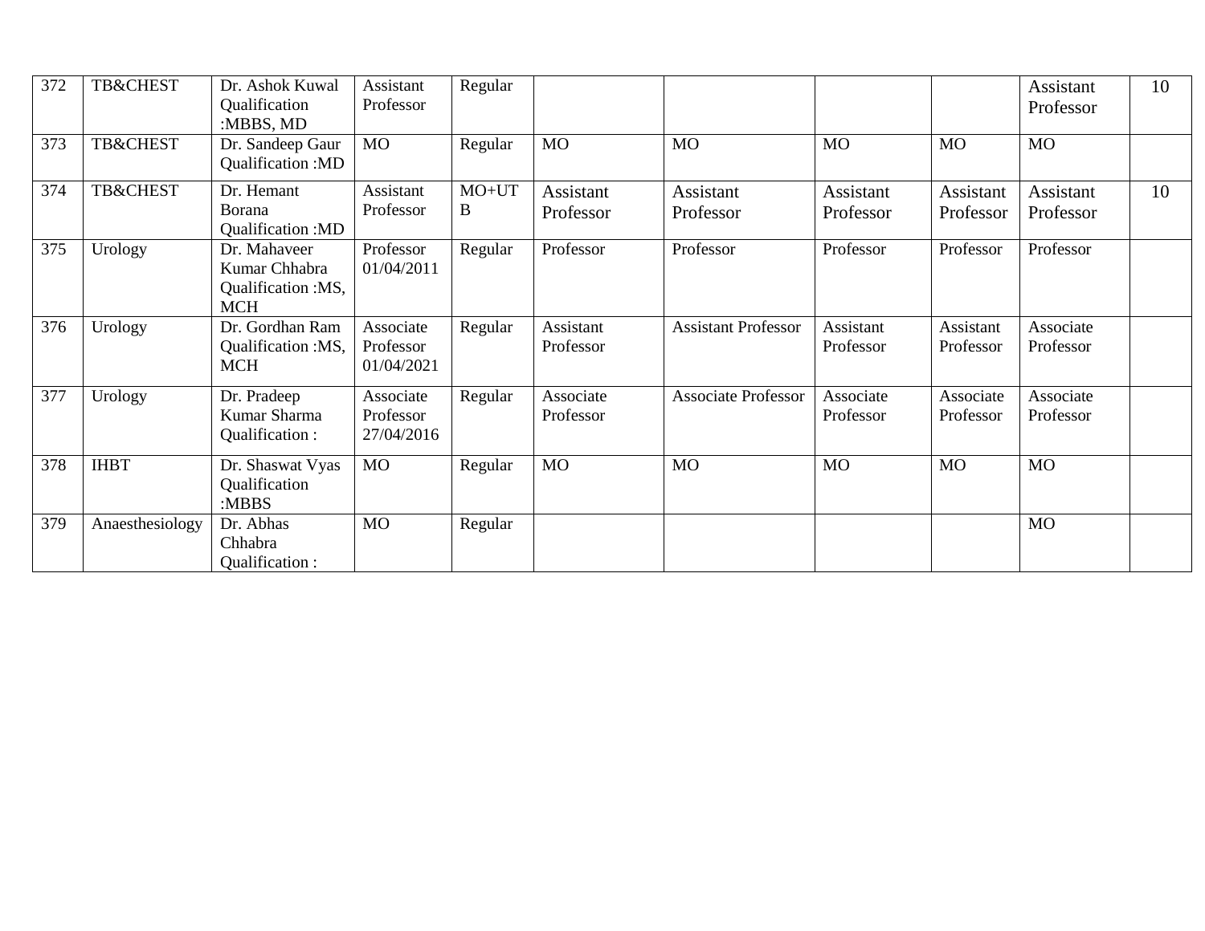| | | | | | | | | | | |
|---|---|---|---|---|---|---|---|---|---|---|
| 372 | TB&CHEST | Dr. Ashok Kuwal Qualification :MBBS, MD | Assistant Professor | Regular | | | | | Assistant Professor | 10 |
| 373 | TB&CHEST | Dr. Sandeep Gaur Qualification :MD | MO | Regular | MO | MO | MO | MO | MO | |
| 374 | TB&CHEST | Dr. Hemant Borana Qualification :MD | Assistant Professor | MO+UTB | Assistant Professor | Assistant Professor | Assistant Professor | Assistant Professor | Assistant Professor | 10 |
| 375 | Urology | Dr. Mahaveer Kumar Chhabra Qualification :MS, MCH | Professor 01/04/2011 | Regular | Professor | Professor | Professor | Professor | Professor | |
| 376 | Urology | Dr. Gordhan Ram Qualification :MS, MCH | Associate Professor 01/04/2021 | Regular | Assistant Professor | Assistant Professor | Assistant Professor | Assistant Professor | Associate Professor | |
| 377 | Urology | Dr. Pradeep Kumar Sharma Qualification : | Associate Professor 27/04/2016 | Regular | Associate Professor | Associate Professor | Associate Professor | Associate Professor | Associate Professor | |
| 378 | IHBT | Dr. Shaswat Vyas Qualification :MBBS | MO | Regular | MO | MO | MO | MO | MO | |
| 379 | Anaesthesiology | Dr. Abhas Chhabra Qualification : | MO | Regular | | | | | MO | |